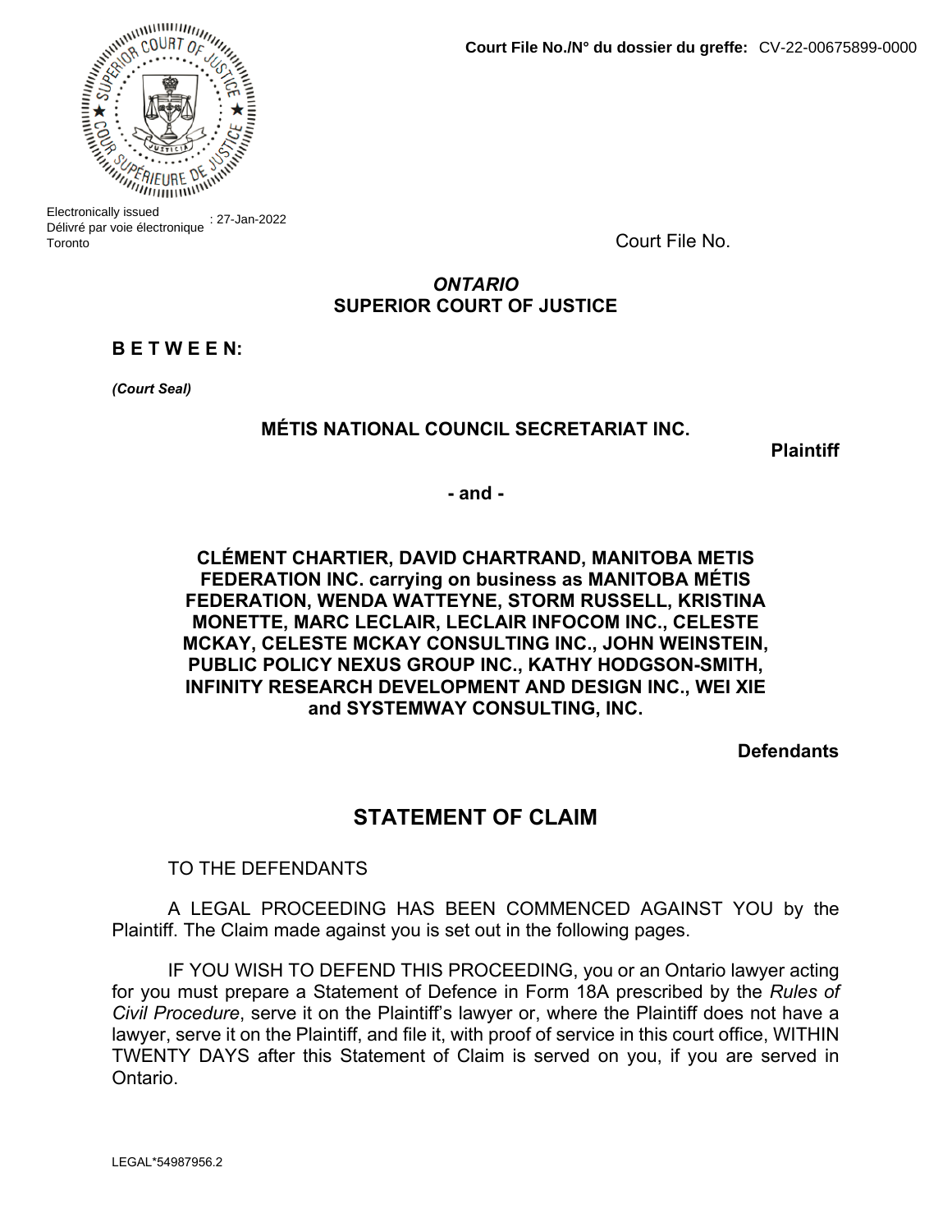Court File No./N° du dossier du greffe: CV-22-00675899-0000

Electronically issued
Délivré par voie électronique : 27-Jan-2022
Toronto

Court File No.

***ONTARIO***
**SUPERIOR COURT OF JUSTICE**

**B E T W E E N:**

***(Court Seal)***

**MÉTIS NATIONAL COUNCIL SECRETARIAT INC.**

**Plaintiff**

**- and -**

**CLÉMENT CHARTIER, DAVID CHARTRAND, MANITOBA METIS FEDERATION INC. carrying on business as MANITOBA MÉTIS FEDERATION, WENDA WATTEYNE, STORM RUSSELL, KRISTINA MONETTE, MARC LECLAIR, LECLAIR INFOCOM INC., CELESTE MCKAY, CELESTE MCKAY CONSULTING INC., JOHN WEINSTEIN, PUBLIC POLICY NEXUS GROUP INC., KATHY HODGSON-SMITH, INFINITY RESEARCH DEVELOPMENT AND DESIGN INC., WEI XIE and SYSTEMWAY CONSULTING, INC.**

**Defendants**

## STATEMENT OF CLAIM

TO THE DEFENDANTS

A LEGAL PROCEEDING HAS BEEN COMMENCED AGAINST YOU by the Plaintiff. The Claim made against you is set out in the following pages.

IF YOU WISH TO DEFEND THIS PROCEEDING, you or an Ontario lawyer acting for you must prepare a Statement of Defence in Form 18A prescribed by the *Rules of Civil Procedure*, serve it on the Plaintiff's lawyer or, where the Plaintiff does not have a lawyer, serve it on the Plaintiff, and file it, with proof of service in this court office, WITHIN TWENTY DAYS after this Statement of Claim is served on you, if you are served in Ontario.

LEGAL*54987956.2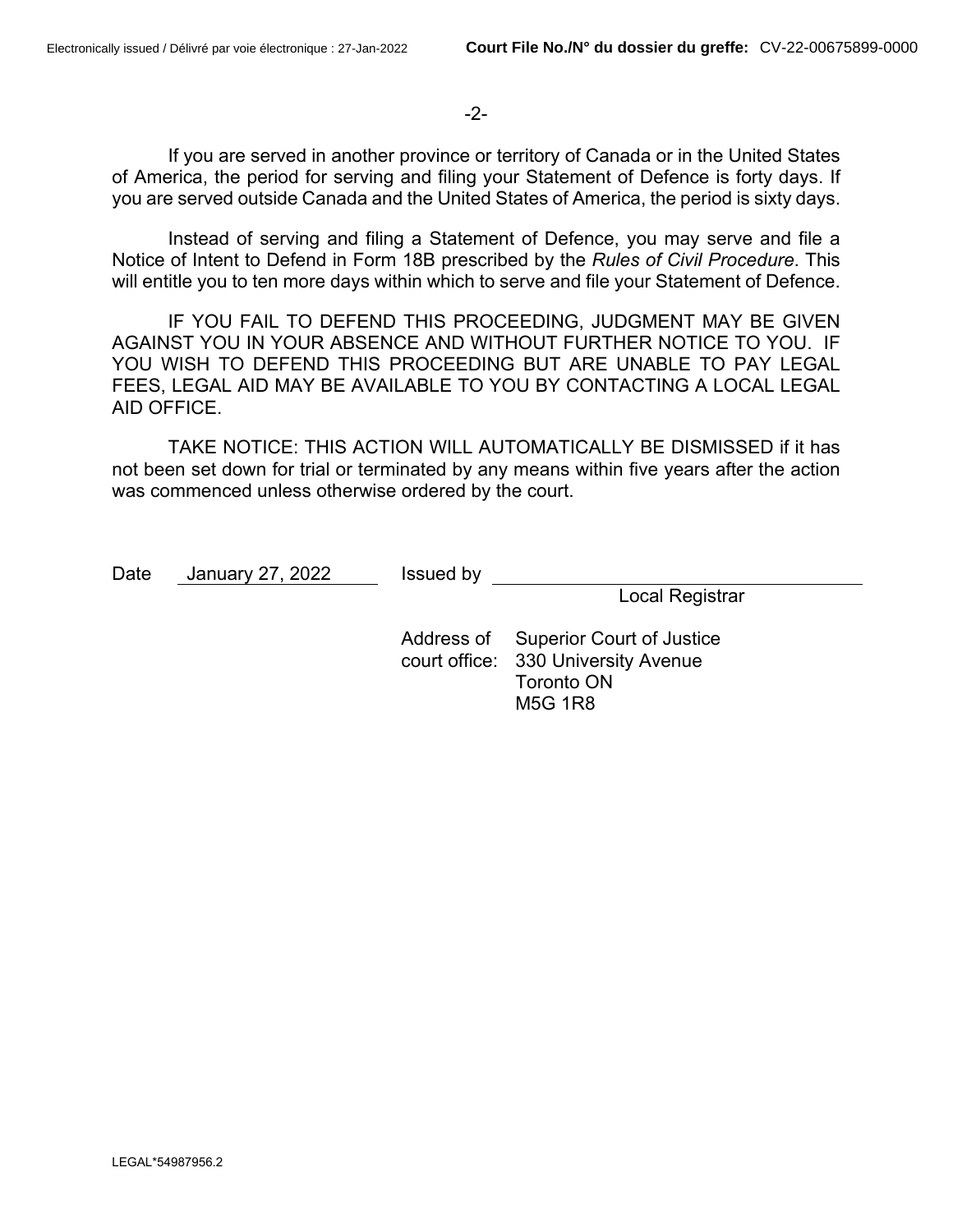If you are served in another province or territory of Canada or in the United States of America, the period for serving and filing your Statement of Defence is forty days. If you are served outside Canada and the United States of America, the period is sixty days.

Instead of serving and filing a Statement of Defence, you may serve and file a Notice of Intent to Defend in Form 18B prescribed by the *Rules of Civil Procedure*. This will entitle you to ten more days within which to serve and file your Statement of Defence.

IF YOU FAIL TO DEFEND THIS PROCEEDING, JUDGMENT MAY BE GIVEN AGAINST YOU IN YOUR ABSENCE AND WITHOUT FURTHER NOTICE TO YOU. IF YOU WISH TO DEFEND THIS PROCEEDING BUT ARE UNABLE TO PAY LEGAL FEES, LEGAL AID MAY BE AVAILABLE TO YOU BY CONTACTING A LOCAL LEGAL AID OFFICE.

TAKE NOTICE: THIS ACTION WILL AUTOMATICALLY BE DISMISSED if it has not been set down for trial or terminated by any means within five years after the action was commenced unless otherwise ordered by the court.

Date January 27, 2022 Issued by ______________________________
Local Registrar

Address of court office: Superior Court of Justice
330 University Avenue
Toronto ON
M5G 1R8

LEGAL*54987956.2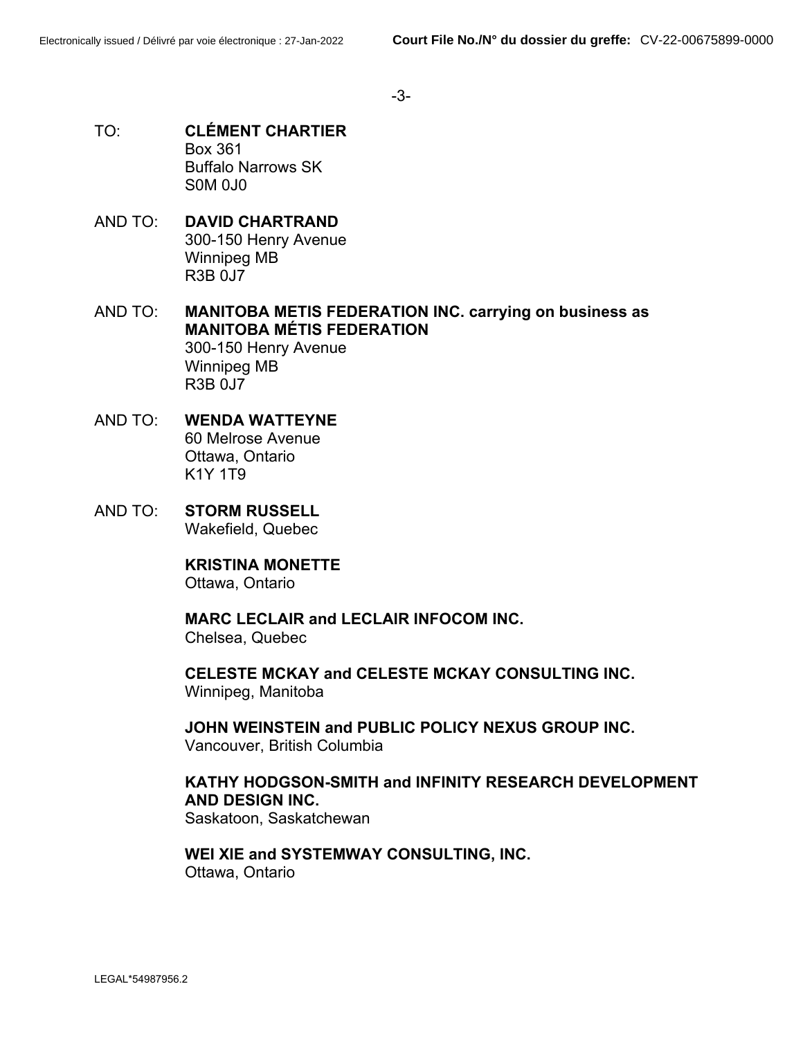TO: **CLÉMENT CHARTIER**
Box 361
Buffalo Narrows SK
S0M 0J0

AND TO: **DAVID CHARTRAND**
300-150 Henry Avenue
Winnipeg MB
R3B 0J7

AND TO: **MANITOBA METIS FEDERATION INC. carrying on business as MANITOBA MÉTIS FEDERATION**
300-150 Henry Avenue
Winnipeg MB
R3B 0J7

AND TO: **WENDA WATTEYNE**
60 Melrose Avenue
Ottawa, Ontario
K1Y 1T9

AND TO: **STORM RUSSELL**
Wakefield, Quebec

**KRISTINA MONETTE**
Ottawa, Ontario

**MARC LECLAIR and LECLAIR INFOCOM INC.**
Chelsea, Quebec

**CELESTE MCKAY and CELESTE MCKAY CONSULTING INC.**
Winnipeg, Manitoba

**JOHN WEINSTEIN and PUBLIC POLICY NEXUS GROUP INC.**
Vancouver, British Columbia

**KATHY HODGSON-SMITH and INFINITY RESEARCH DEVELOPMENT AND DESIGN INC.**
Saskatoon, Saskatchewan

**WEI XIE and SYSTEMWAY CONSULTING, INC.**
Ottawa, Ontario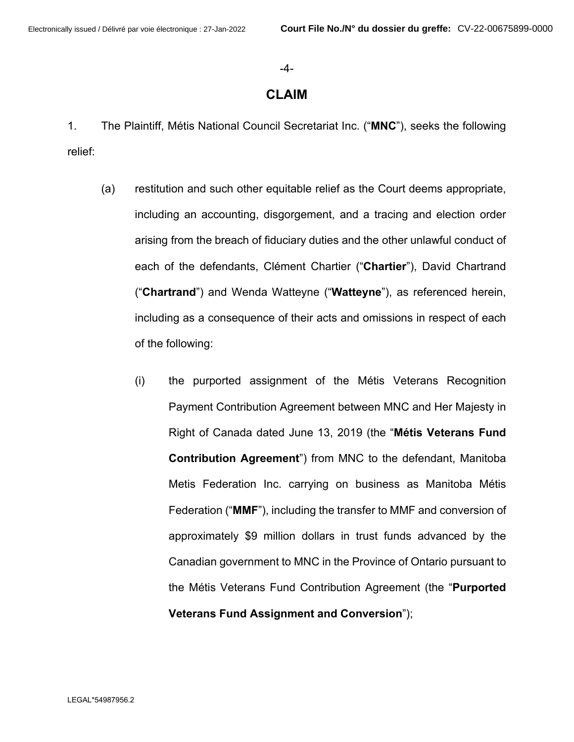# CLAIM

1. The Plaintiff, Métis National Council Secretariat Inc. ("**MNC**"), seeks the following relief:

   (a) restitution and such other equitable relief as the Court deems appropriate, including an accounting, disgorgement, and a tracing and election order arising from the breach of fiduciary duties and the other unlawful conduct of each of the defendants, Clément Chartier ("**Chartier**"), David Chartrand ("**Chartrand**") and Wenda Watteyne ("**Watteyne**"), as referenced herein, including as a consequence of their acts and omissions in respect of each of the following:

      (i) the purported assignment of the Métis Veterans Recognition Payment Contribution Agreement between MNC and Her Majesty in Right of Canada dated June 13, 2019 (the "**Métis Veterans Fund Contribution Agreement**") from MNC to the defendant, Manitoba Metis Federation Inc. carrying on business as Manitoba Métis Federation ("**MMF**"), including the transfer to MMF and conversion of approximately $9 million dollars in trust funds advanced by the Canadian government to MNC in the Province of Ontario pursuant to the Métis Veterans Fund Contribution Agreement (the "**Purported Veterans Fund Assignment and Conversion**");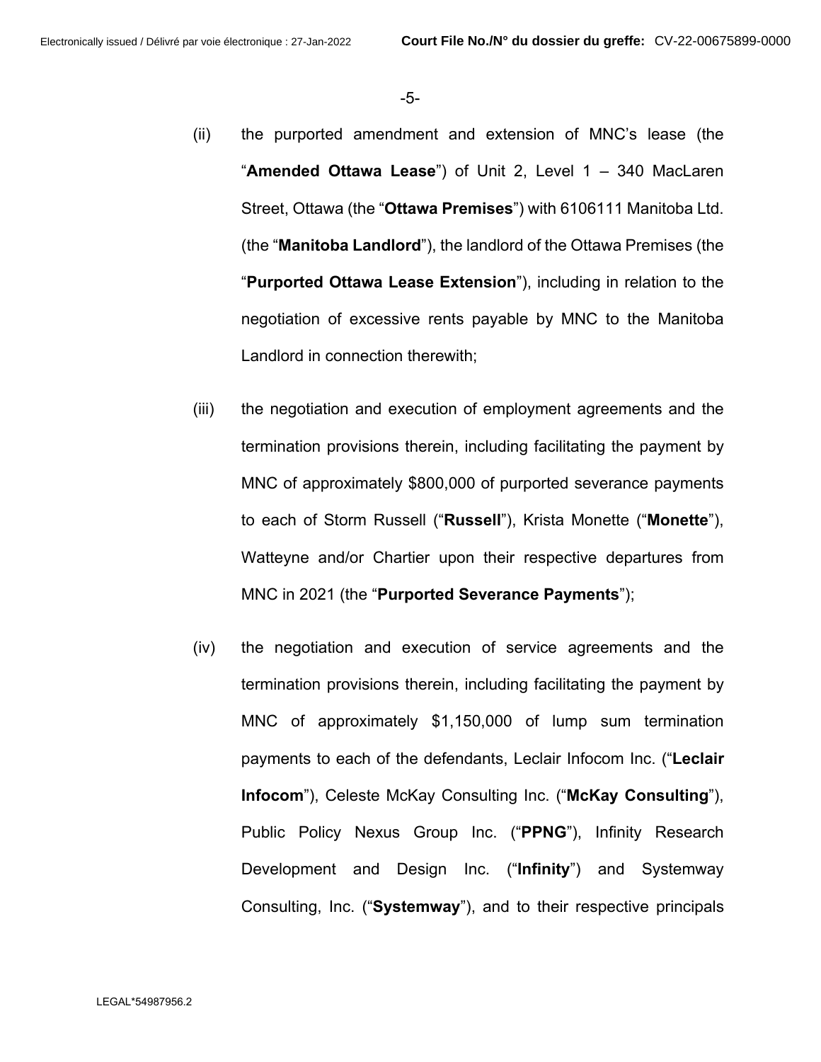(ii) the purported amendment and extension of MNC's lease (the "**Amended Ottawa Lease**") of Unit 2, Level 1 – 340 MacLaren Street, Ottawa (the "**Ottawa Premises**") with 6106111 Manitoba Ltd. (the "**Manitoba Landlord**"), the landlord of the Ottawa Premises (the "**Purported Ottawa Lease Extension**"), including in relation to the negotiation of excessive rents payable by MNC to the Manitoba Landlord in connection therewith;

(iii) the negotiation and execution of employment agreements and the termination provisions therein, including facilitating the payment by MNC of approximately $800,000 of purported severance payments to each of Storm Russell ("**Russell**"), Krista Monette ("**Monette**"), Watteyne and/or Chartier upon their respective departures from MNC in 2021 (the "**Purported Severance Payments**");

(iv) the negotiation and execution of service agreements and the termination provisions therein, including facilitating the payment by MNC of approximately $1,150,000 of lump sum termination payments to each of the defendants, Leclair Infocom Inc. ("**Leclair Infocom**"), Celeste McKay Consulting Inc. ("**McKay Consulting**"), Public Policy Nexus Group Inc. ("**PPNG**"), Infinity Research Development and Design Inc. ("**Infinity**") and Systemway Consulting, Inc. ("**Systemway**"), and to their respective principals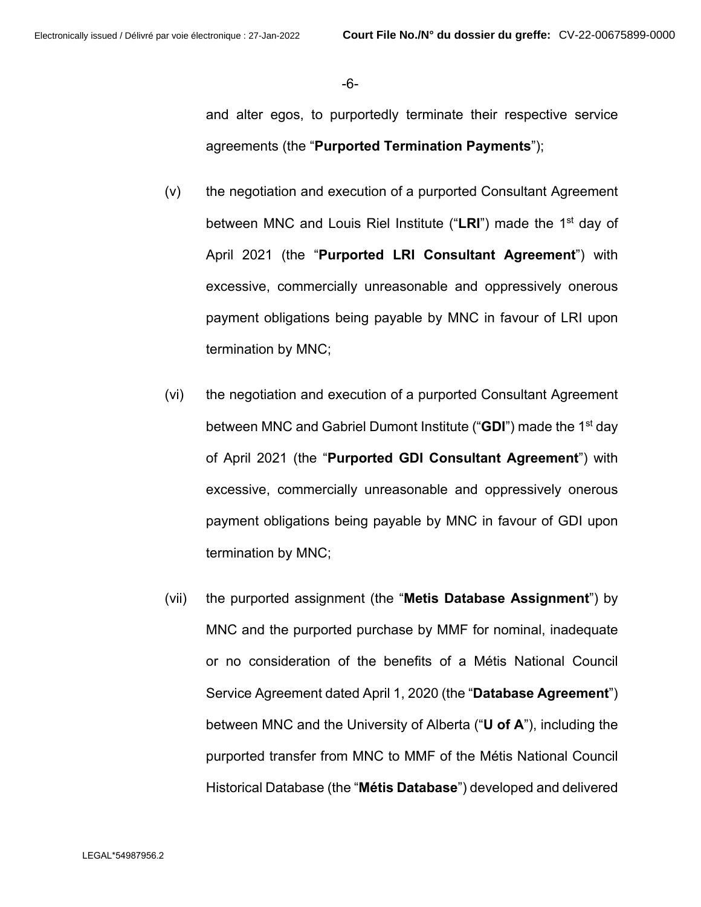and alter egos, to purportedly terminate their respective service agreements (the "**Purported Termination Payments**");

(v) the negotiation and execution of a purported Consultant Agreement between MNC and Louis Riel Institute ("**LRI**") made the 1st day of April 2021 (the "**Purported LRI Consultant Agreement**") with excessive, commercially unreasonable and oppressively onerous payment obligations being payable by MNC in favour of LRI upon termination by MNC;

(vi) the negotiation and execution of a purported Consultant Agreement between MNC and Gabriel Dumont Institute ("**GDI**") made the 1st day of April 2021 (the "**Purported GDI Consultant Agreement**") with excessive, commercially unreasonable and oppressively onerous payment obligations being payable by MNC in favour of GDI upon termination by MNC;

(vii) the purported assignment (the "**Metis Database Assignment**") by MNC and the purported purchase by MMF for nominal, inadequate or no consideration of the benefits of a Métis National Council Service Agreement dated April 1, 2020 (the "**Database Agreement**") between MNC and the University of Alberta ("**U of A**"), including the purported transfer from MNC to MMF of the Métis National Council Historical Database (the "**Métis Database**") developed and delivered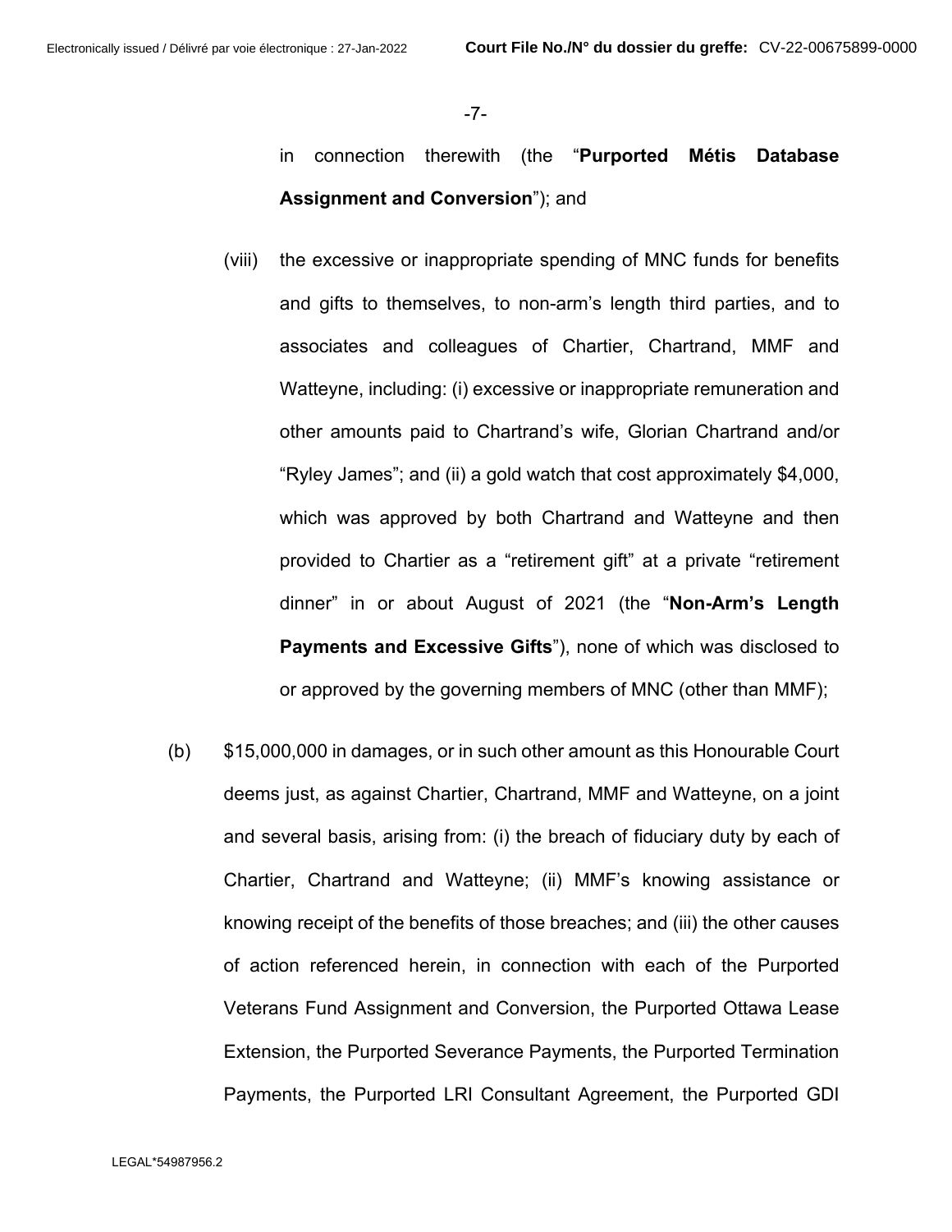in connection therewith (the "**Purported Métis Database Assignment and Conversion**"); and

(viii) the excessive or inappropriate spending of MNC funds for benefits and gifts to themselves, to non-arm's length third parties, and to associates and colleagues of Chartier, Chartrand, MMF and Watteyne, including: (i) excessive or inappropriate remuneration and other amounts paid to Chartrand's wife, Glorian Chartrand and/or "Ryley James"; and (ii) a gold watch that cost approximately $4,000, which was approved by both Chartrand and Watteyne and then provided to Chartier as a "retirement gift" at a private "retirement dinner" in or about August of 2021 (the "**Non-Arm's Length Payments and Excessive Gifts**"), none of which was disclosed to or approved by the governing members of MNC (other than MMF);

(b) $15,000,000 in damages, or in such other amount as this Honourable Court deems just, as against Chartier, Chartrand, MMF and Watteyne, on a joint and several basis, arising from: (i) the breach of fiduciary duty by each of Chartier, Chartrand and Watteyne; (ii) MMF's knowing assistance or knowing receipt of the benefits of those breaches; and (iii) the other causes of action referenced herein, in connection with each of the Purported Veterans Fund Assignment and Conversion, the Purported Ottawa Lease Extension, the Purported Severance Payments, the Purported Termination Payments, the Purported LRI Consultant Agreement, the Purported GDI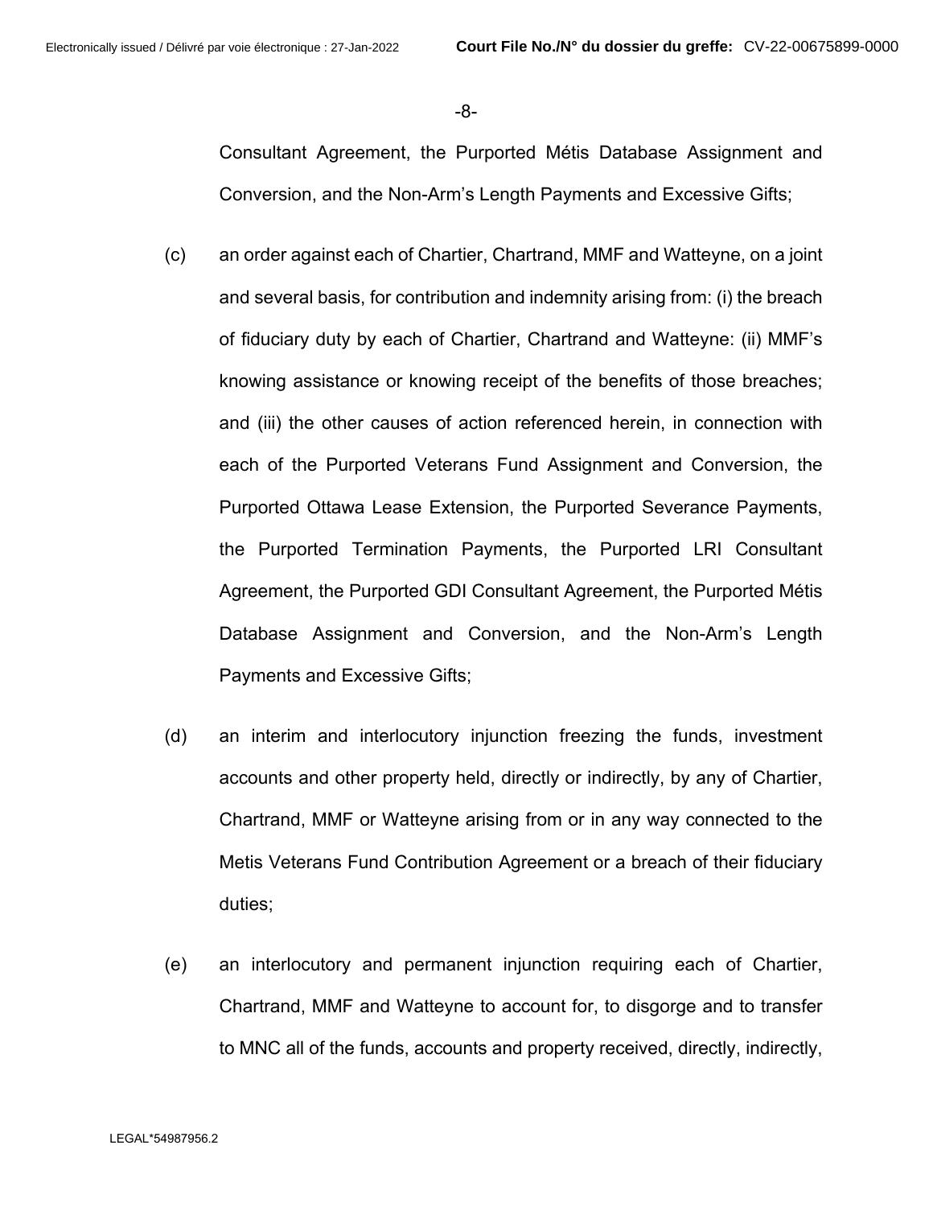Consultant Agreement, the Purported Métis Database Assignment and Conversion, and the Non-Arm's Length Payments and Excessive Gifts;

(c) an order against each of Chartier, Chartrand, MMF and Watteyne, on a joint and several basis, for contribution and indemnity arising from: (i) the breach of fiduciary duty by each of Chartier, Chartrand and Watteyne: (ii) MMF's knowing assistance or knowing receipt of the benefits of those breaches; and (iii) the other causes of action referenced herein, in connection with each of the Purported Veterans Fund Assignment and Conversion, the Purported Ottawa Lease Extension, the Purported Severance Payments, the Purported Termination Payments, the Purported LRI Consultant Agreement, the Purported GDI Consultant Agreement, the Purported Métis Database Assignment and Conversion, and the Non-Arm's Length Payments and Excessive Gifts;

(d) an interim and interlocutory injunction freezing the funds, investment accounts and other property held, directly or indirectly, by any of Chartier, Chartrand, MMF or Watteyne arising from or in any way connected to the Metis Veterans Fund Contribution Agreement or a breach of their fiduciary duties;

(e) an interlocutory and permanent injunction requiring each of Chartier, Chartrand, MMF and Watteyne to account for, to disgorge and to transfer to MNC all of the funds, accounts and property received, directly, indirectly,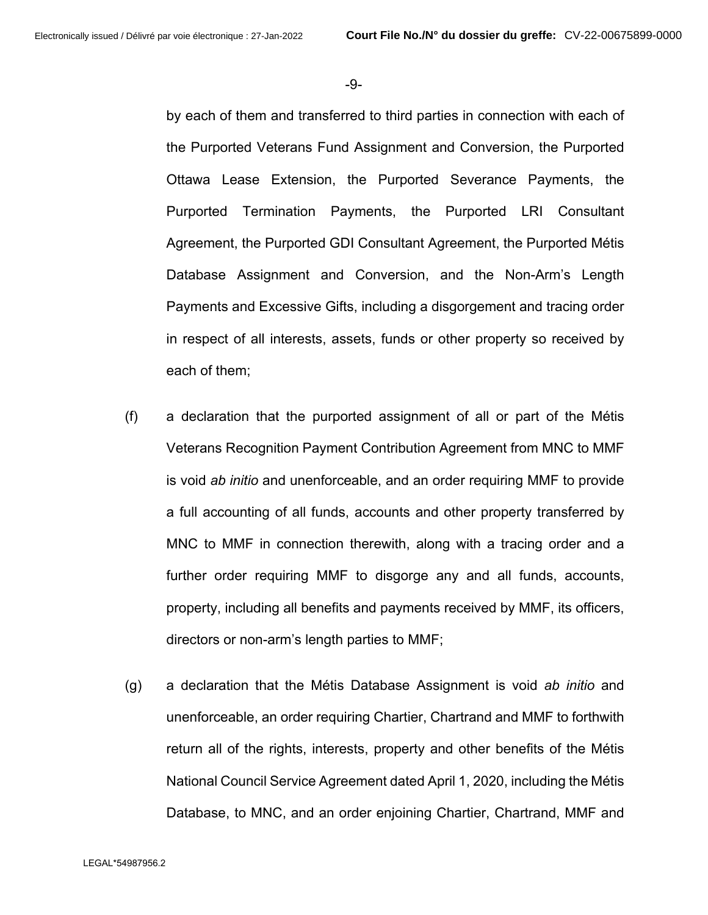by each of them and transferred to third parties in connection with each of the Purported Veterans Fund Assignment and Conversion, the Purported Ottawa Lease Extension, the Purported Severance Payments, the Purported Termination Payments, the Purported LRI Consultant Agreement, the Purported GDI Consultant Agreement, the Purported Métis Database Assignment and Conversion, and the Non-Arm's Length Payments and Excessive Gifts, including a disgorgement and tracing order in respect of all interests, assets, funds or other property so received by each of them;

(f) a declaration that the purported assignment of all or part of the Métis Veterans Recognition Payment Contribution Agreement from MNC to MMF is void *ab initio* and unenforceable, and an order requiring MMF to provide a full accounting of all funds, accounts and other property transferred by MNC to MMF in connection therewith, along with a tracing order and a further order requiring MMF to disgorge any and all funds, accounts, property, including all benefits and payments received by MMF, its officers, directors or non-arm's length parties to MMF;

(g) a declaration that the Métis Database Assignment is void *ab initio* and unenforceable, an order requiring Chartier, Chartrand and MMF to forthwith return all of the rights, interests, property and other benefits of the Métis National Council Service Agreement dated April 1, 2020, including the Métis Database, to MNC, and an order enjoining Chartier, Chartrand, MMF and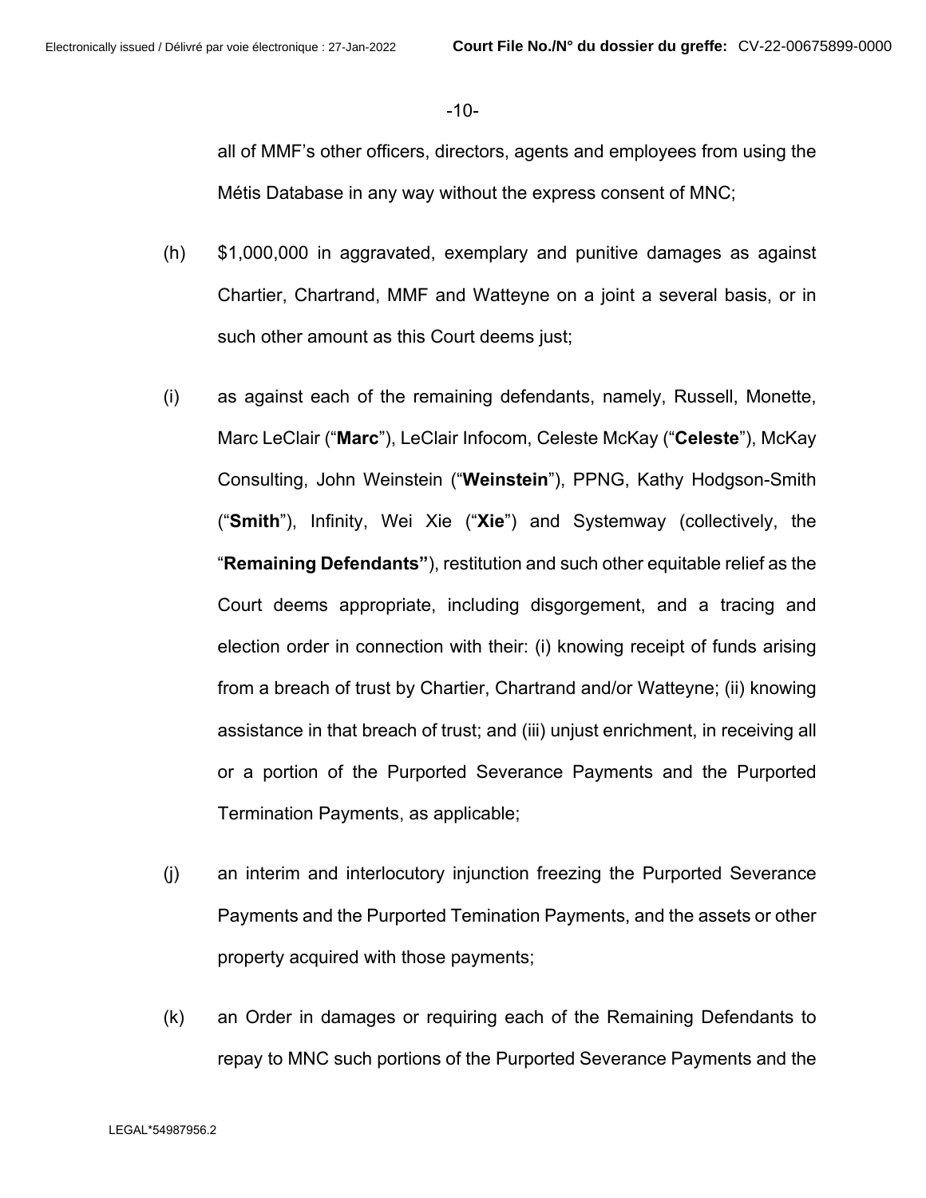all of MMF's other officers, directors, agents and employees from using the Métis Database in any way without the express consent of MNC;

(h) $1,000,000 in aggravated, exemplary and punitive damages as against Chartier, Chartrand, MMF and Watteyne on a joint a several basis, or in such other amount as this Court deems just;

(i) as against each of the remaining defendants, namely, Russell, Monette, Marc LeClair ("**Marc**"), LeClair Infocom, Celeste McKay ("**Celeste**"), McKay Consulting, John Weinstein ("**Weinstein**"), PPNG, Kathy Hodgson-Smith ("**Smith**"), Infinity, Wei Xie ("**Xie**") and Systemway (collectively, the "**Remaining Defendants"**), restitution and such other equitable relief as the Court deems appropriate, including disgorgement, and a tracing and election order in connection with their: (i) knowing receipt of funds arising from a breach of trust by Chartier, Chartrand and/or Watteyne; (ii) knowing assistance in that breach of trust; and (iii) unjust enrichment, in receiving all or a portion of the Purported Severance Payments and the Purported Termination Payments, as applicable;

(j) an interim and interlocutory injunction freezing the Purported Severance Payments and the Purported Temination Payments, and the assets or other property acquired with those payments;

(k) an Order in damages or requiring each of the Remaining Defendants to repay to MNC such portions of the Purported Severance Payments and the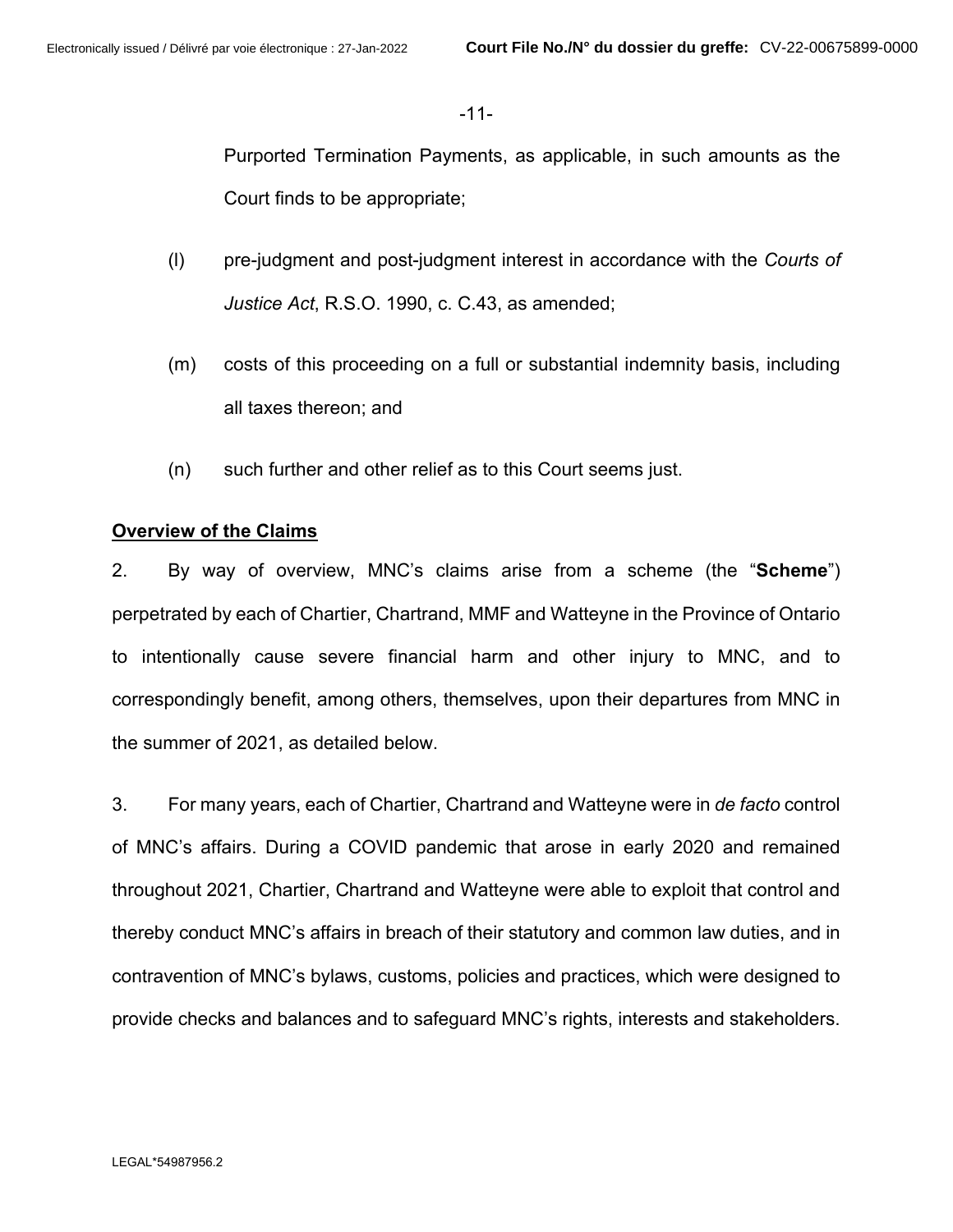Purported Termination Payments, as applicable, in such amounts as the Court finds to be appropriate;

(l) pre-judgment and post-judgment interest in accordance with the *Courts of Justice Act*, R.S.O. 1990, c. C.43, as amended;

(m) costs of this proceeding on a full or substantial indemnity basis, including all taxes thereon; and

(n) such further and other relief as to this Court seems just.

## Overview of the Claims

2. By way of overview, MNC's claims arise from a scheme (the "**Scheme**") perpetrated by each of Chartier, Chartrand, MMF and Watteyne in the Province of Ontario to intentionally cause severe financial harm and other injury to MNC, and to correspondingly benefit, among others, themselves, upon their departures from MNC in the summer of 2021, as detailed below.

3. For many years, each of Chartier, Chartrand and Watteyne were in *de facto* control of MNC's affairs. During a COVID pandemic that arose in early 2020 and remained throughout 2021, Chartier, Chartrand and Watteyne were able to exploit that control and thereby conduct MNC's affairs in breach of their statutory and common law duties, and in contravention of MNC's bylaws, customs, policies and practices, which were designed to provide checks and balances and to safeguard MNC's rights, interests and stakeholders.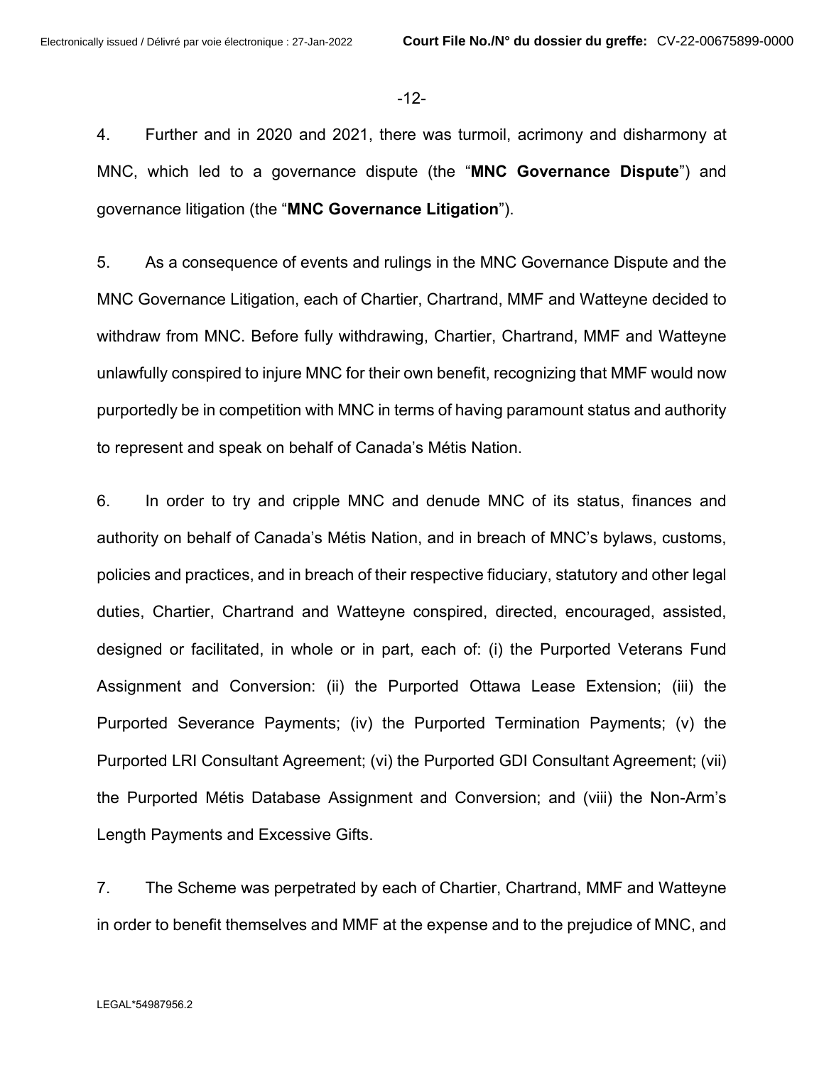4. Further and in 2020 and 2021, there was turmoil, acrimony and disharmony at MNC, which led to a governance dispute (the "**MNC Governance Dispute**") and governance litigation (the "**MNC Governance Litigation**").

5. As a consequence of events and rulings in the MNC Governance Dispute and the MNC Governance Litigation, each of Chartier, Chartrand, MMF and Watteyne decided to withdraw from MNC. Before fully withdrawing, Chartier, Chartrand, MMF and Watteyne unlawfully conspired to injure MNC for their own benefit, recognizing that MMF would now purportedly be in competition with MNC in terms of having paramount status and authority to represent and speak on behalf of Canada's Métis Nation.

6. In order to try and cripple MNC and denude MNC of its status, finances and authority on behalf of Canada's Métis Nation, and in breach of MNC's bylaws, customs, policies and practices, and in breach of their respective fiduciary, statutory and other legal duties, Chartier, Chartrand and Watteyne conspired, directed, encouraged, assisted, designed or facilitated, in whole or in part, each of: (i) the Purported Veterans Fund Assignment and Conversion: (ii) the Purported Ottawa Lease Extension; (iii) the Purported Severance Payments; (iv) the Purported Termination Payments; (v) the Purported LRI Consultant Agreement; (vi) the Purported GDI Consultant Agreement; (vii) the Purported Métis Database Assignment and Conversion; and (viii) the Non-Arm's Length Payments and Excessive Gifts.

7. The Scheme was perpetrated by each of Chartier, Chartrand, MMF and Watteyne in order to benefit themselves and MMF at the expense and to the prejudice of MNC, and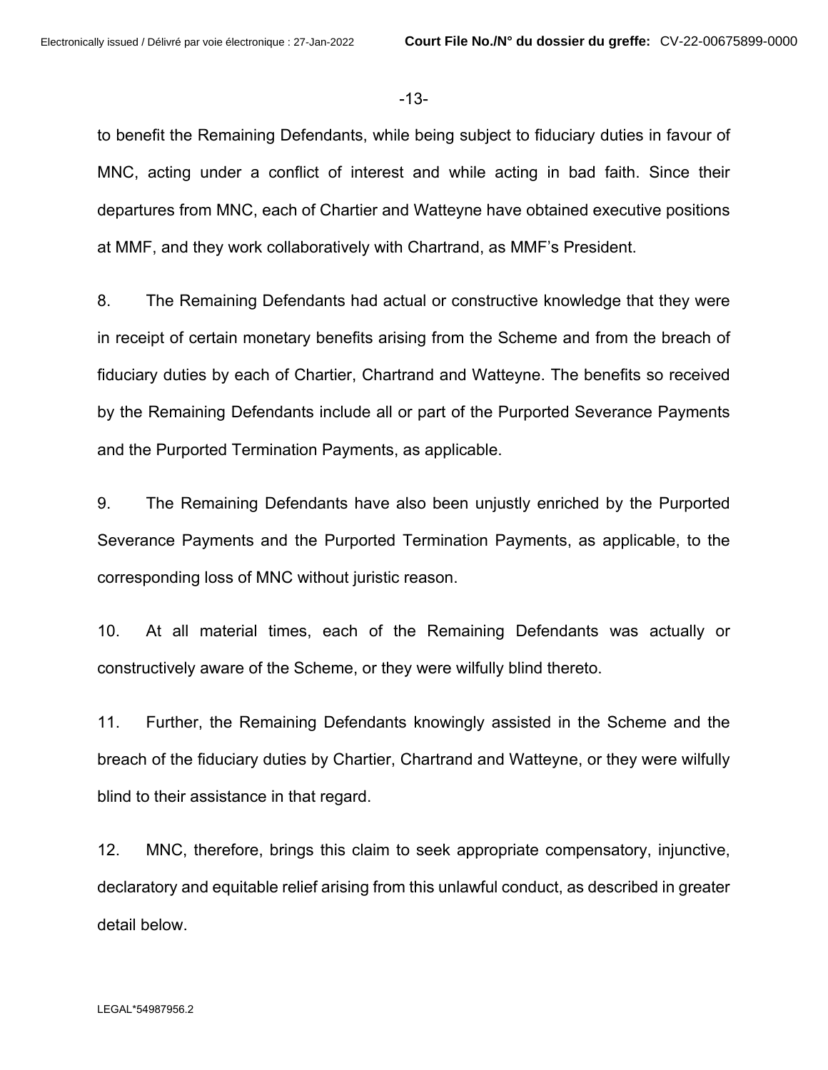to benefit the Remaining Defendants, while being subject to fiduciary duties in favour of MNC, acting under a conflict of interest and while acting in bad faith. Since their departures from MNC, each of Chartier and Watteyne have obtained executive positions at MMF, and they work collaboratively with Chartrand, as MMF's President.

8. The Remaining Defendants had actual or constructive knowledge that they were in receipt of certain monetary benefits arising from the Scheme and from the breach of fiduciary duties by each of Chartier, Chartrand and Watteyne. The benefits so received by the Remaining Defendants include all or part of the Purported Severance Payments and the Purported Termination Payments, as applicable.

9. The Remaining Defendants have also been unjustly enriched by the Purported Severance Payments and the Purported Termination Payments, as applicable, to the corresponding loss of MNC without juristic reason.

10. At all material times, each of the Remaining Defendants was actually or constructively aware of the Scheme, or they were wilfully blind thereto.

11. Further, the Remaining Defendants knowingly assisted in the Scheme and the breach of the fiduciary duties by Chartier, Chartrand and Watteyne, or they were wilfully blind to their assistance in that regard.

12. MNC, therefore, brings this claim to seek appropriate compensatory, injunctive, declaratory and equitable relief arising from this unlawful conduct, as described in greater detail below.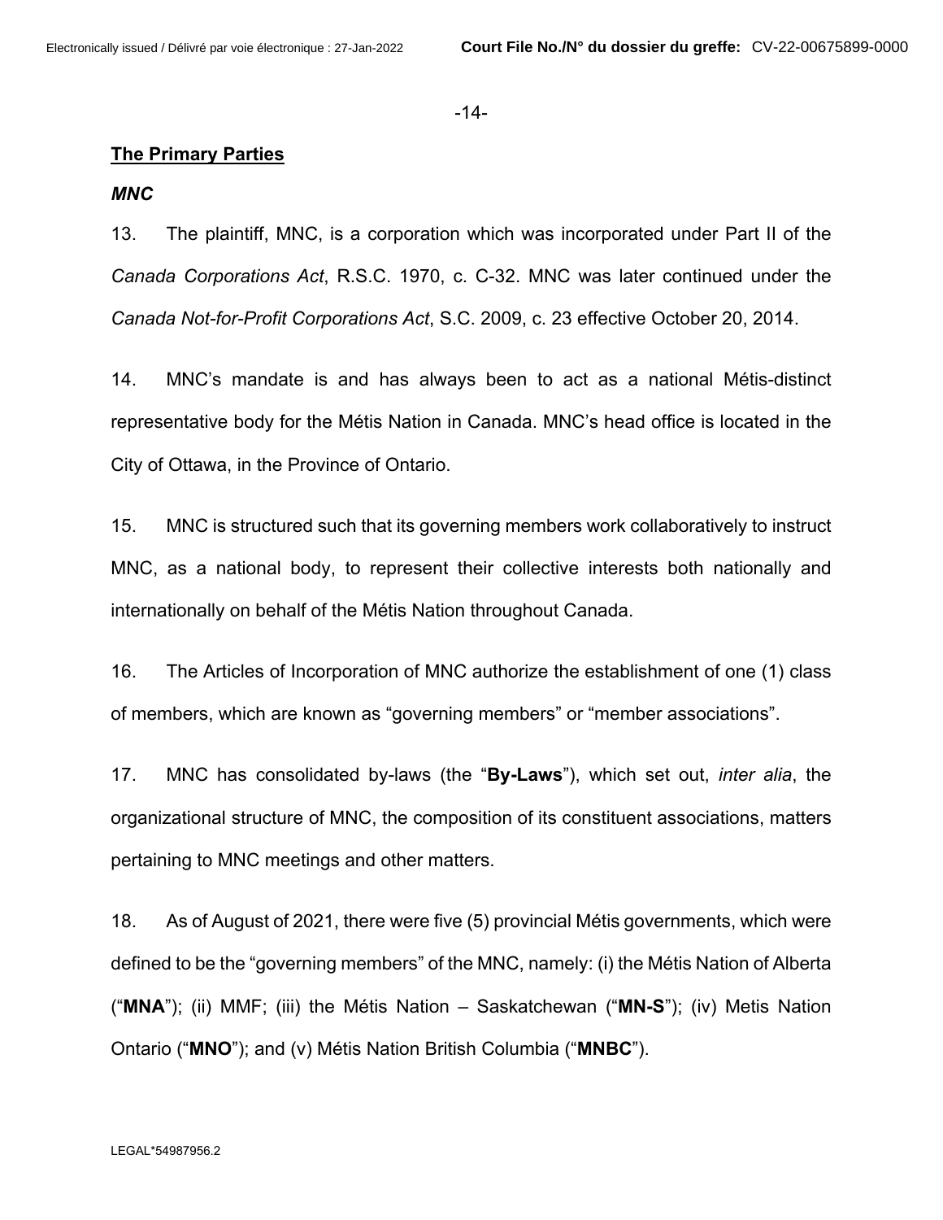## The Primary Parties

### *MNC*

13. The plaintiff, MNC, is a corporation which was incorporated under Part II of the *Canada Corporations Act*, R.S.C. 1970, c. C-32. MNC was later continued under the *Canada Not-for-Profit Corporations Act*, S.C. 2009, c. 23 effective October 20, 2014.

14. MNC's mandate is and has always been to act as a national Métis-distinct representative body for the Métis Nation in Canada. MNC's head office is located in the City of Ottawa, in the Province of Ontario.

15. MNC is structured such that its governing members work collaboratively to instruct MNC, as a national body, to represent their collective interests both nationally and internationally on behalf of the Métis Nation throughout Canada.

16. The Articles of Incorporation of MNC authorize the establishment of one (1) class of members, which are known as "governing members" or "member associations".

17. MNC has consolidated by-laws (the "**By-Laws**"), which set out, *inter alia*, the organizational structure of MNC, the composition of its constituent associations, matters pertaining to MNC meetings and other matters.

18. As of August of 2021, there were five (5) provincial Métis governments, which were defined to be the "governing members" of the MNC, namely: (i) the Métis Nation of Alberta ("**MNA**"); (ii) MMF; (iii) the Métis Nation – Saskatchewan ("**MN-S**"); (iv) Metis Nation Ontario ("**MNO**"); and (v) Métis Nation British Columbia ("**MNBC**").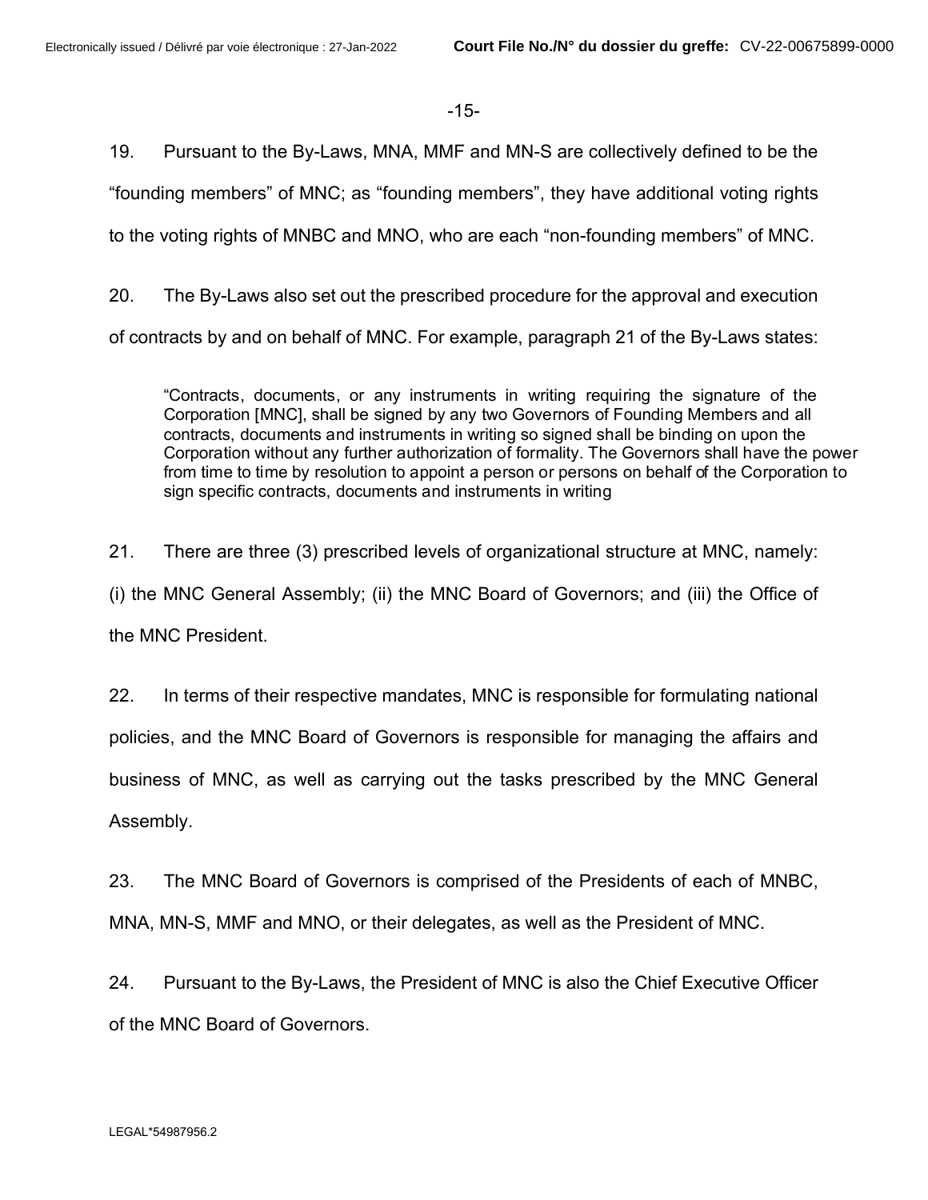19. Pursuant to the By-Laws, MNA, MMF and MN-S are collectively defined to be the "founding members" of MNC; as "founding members", they have additional voting rights to the voting rights of MNBC and MNO, who are each "non-founding members" of MNC.

20. The By-Laws also set out the prescribed procedure for the approval and execution of contracts by and on behalf of MNC. For example, paragraph 21 of the By-Laws states:

> "Contracts, documents, or any instruments in writing requiring the signature of the Corporation [MNC], shall be signed by any two Governors of Founding Members and all contracts, documents and instruments in writing so signed shall be binding on upon the Corporation without any further authorization of formality. The Governors shall have the power from time to time by resolution to appoint a person or persons on behalf of the Corporation to sign specific contracts, documents and instruments in writing

21. There are three (3) prescribed levels of organizational structure at MNC, namely: (i) the MNC General Assembly; (ii) the MNC Board of Governors; and (iii) the Office of the MNC President.

22. In terms of their respective mandates, MNC is responsible for formulating national policies, and the MNC Board of Governors is responsible for managing the affairs and business of MNC, as well as carrying out the tasks prescribed by the MNC General Assembly.

23. The MNC Board of Governors is comprised of the Presidents of each of MNBC, MNA, MN-S, MMF and MNO, or their delegates, as well as the President of MNC.

24. Pursuant to the By-Laws, the President of MNC is also the Chief Executive Officer of the MNC Board of Governors.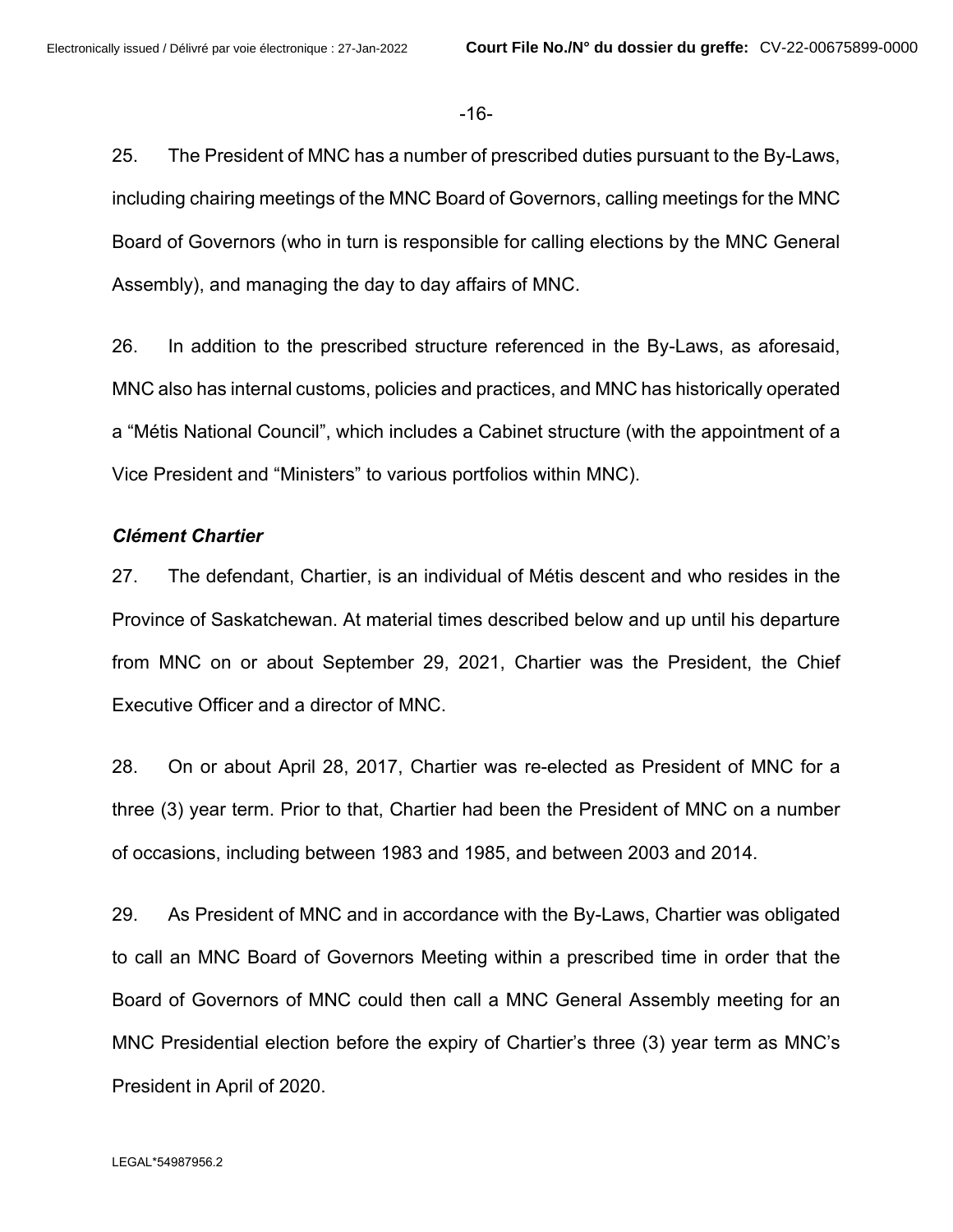25. The President of MNC has a number of prescribed duties pursuant to the By-Laws, including chairing meetings of the MNC Board of Governors, calling meetings for the MNC Board of Governors (who in turn is responsible for calling elections by the MNC General Assembly), and managing the day to day affairs of MNC.

26. In addition to the prescribed structure referenced in the By-Laws, as aforesaid, MNC also has internal customs, policies and practices, and MNC has historically operated a "Métis National Council", which includes a Cabinet structure (with the appointment of a Vice President and "Ministers" to various portfolios within MNC).

***Clément Chartier***

27. The defendant, Chartier, is an individual of Métis descent and who resides in the Province of Saskatchewan. At material times described below and up until his departure from MNC on or about September 29, 2021, Chartier was the President, the Chief Executive Officer and a director of MNC.

28. On or about April 28, 2017, Chartier was re-elected as President of MNC for a three (3) year term. Prior to that, Chartier had been the President of MNC on a number of occasions, including between 1983 and 1985, and between 2003 and 2014.

29. As President of MNC and in accordance with the By-Laws, Chartier was obligated to call an MNC Board of Governors Meeting within a prescribed time in order that the Board of Governors of MNC could then call a MNC General Assembly meeting for an MNC Presidential election before the expiry of Chartier's three (3) year term as MNC's President in April of 2020.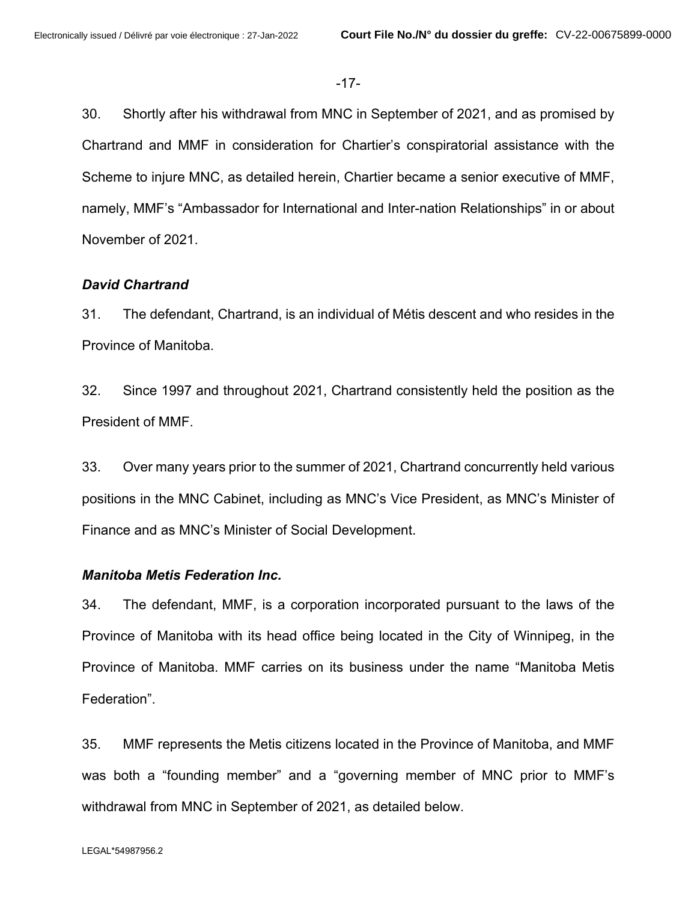30. Shortly after his withdrawal from MNC in September of 2021, and as promised by Chartrand and MMF in consideration for Chartier's conspiratorial assistance with the Scheme to injure MNC, as detailed herein, Chartier became a senior executive of MMF, namely, MMF's "Ambassador for International and Inter-nation Relationships" in or about November of 2021.

***David Chartrand***

31. The defendant, Chartrand, is an individual of Métis descent and who resides in the Province of Manitoba.

32. Since 1997 and throughout 2021, Chartrand consistently held the position as the President of MMF.

33. Over many years prior to the summer of 2021, Chartrand concurrently held various positions in the MNC Cabinet, including as MNC's Vice President, as MNC's Minister of Finance and as MNC's Minister of Social Development.

***Manitoba Metis Federation Inc.***

34. The defendant, MMF, is a corporation incorporated pursuant to the laws of the Province of Manitoba with its head office being located in the City of Winnipeg, in the Province of Manitoba. MMF carries on its business under the name "Manitoba Metis Federation".

35. MMF represents the Metis citizens located in the Province of Manitoba, and MMF was both a "founding member" and a "governing member of MNC prior to MMF's withdrawal from MNC in September of 2021, as detailed below.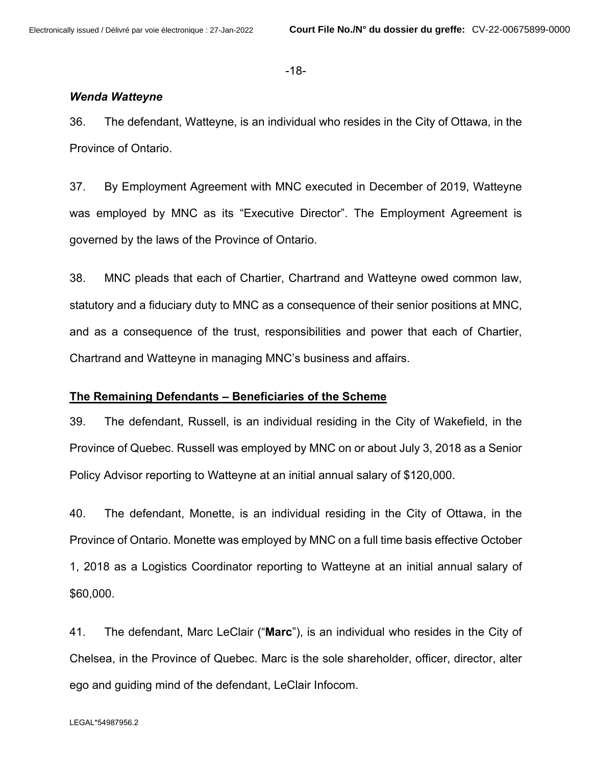***Wenda Watteyne***

36. The defendant, Watteyne, is an individual who resides in the City of Ottawa, in the Province of Ontario.

37. By Employment Agreement with MNC executed in December of 2019, Watteyne was employed by MNC as its "Executive Director". The Employment Agreement is governed by the laws of the Province of Ontario.

38. MNC pleads that each of Chartier, Chartrand and Watteyne owed common law, statutory and a fiduciary duty to MNC as a consequence of their senior positions at MNC, and as a consequence of the trust, responsibilities and power that each of Chartier, Chartrand and Watteyne in managing MNC's business and affairs.

<u>**The Remaining Defendants – Beneficiaries of the Scheme**</u>

39. The defendant, Russell, is an individual residing in the City of Wakefield, in the Province of Quebec. Russell was employed by MNC on or about July 3, 2018 as a Senior Policy Advisor reporting to Watteyne at an initial annual salary of $120,000.

40. The defendant, Monette, is an individual residing in the City of Ottawa, in the Province of Ontario. Monette was employed by MNC on a full time basis effective October 1, 2018 as a Logistics Coordinator reporting to Watteyne at an initial annual salary of $60,000.

41. The defendant, Marc LeClair ("**Marc**"), is an individual who resides in the City of Chelsea, in the Province of Quebec. Marc is the sole shareholder, officer, director, alter ego and guiding mind of the defendant, LeClair Infocom.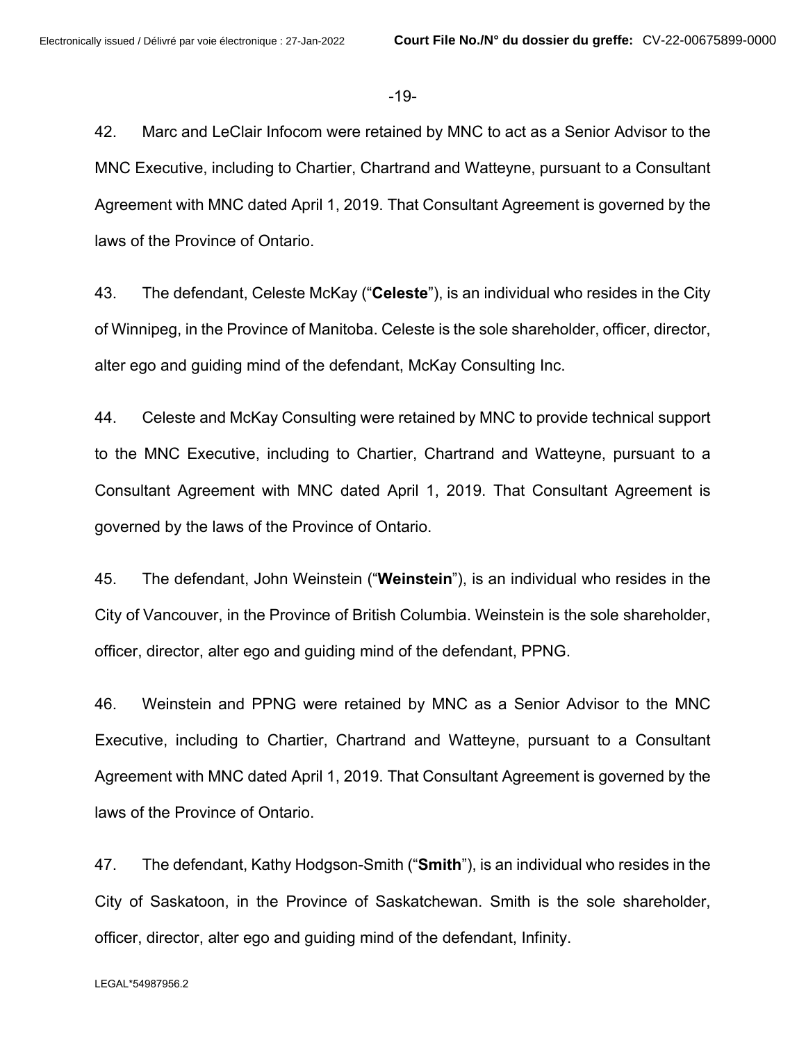42. Marc and LeClair Infocom were retained by MNC to act as a Senior Advisor to the MNC Executive, including to Chartier, Chartrand and Watteyne, pursuant to a Consultant Agreement with MNC dated April 1, 2019. That Consultant Agreement is governed by the laws of the Province of Ontario.

43. The defendant, Celeste McKay ("**Celeste**"), is an individual who resides in the City of Winnipeg, in the Province of Manitoba. Celeste is the sole shareholder, officer, director, alter ego and guiding mind of the defendant, McKay Consulting Inc.

44. Celeste and McKay Consulting were retained by MNC to provide technical support to the MNC Executive, including to Chartier, Chartrand and Watteyne, pursuant to a Consultant Agreement with MNC dated April 1, 2019. That Consultant Agreement is governed by the laws of the Province of Ontario.

45. The defendant, John Weinstein ("**Weinstein**"), is an individual who resides in the City of Vancouver, in the Province of British Columbia. Weinstein is the sole shareholder, officer, director, alter ego and guiding mind of the defendant, PPNG.

46. Weinstein and PPNG were retained by MNC as a Senior Advisor to the MNC Executive, including to Chartier, Chartrand and Watteyne, pursuant to a Consultant Agreement with MNC dated April 1, 2019. That Consultant Agreement is governed by the laws of the Province of Ontario.

47. The defendant, Kathy Hodgson-Smith ("**Smith**"), is an individual who resides in the City of Saskatoon, in the Province of Saskatchewan. Smith is the sole shareholder, officer, director, alter ego and guiding mind of the defendant, Infinity.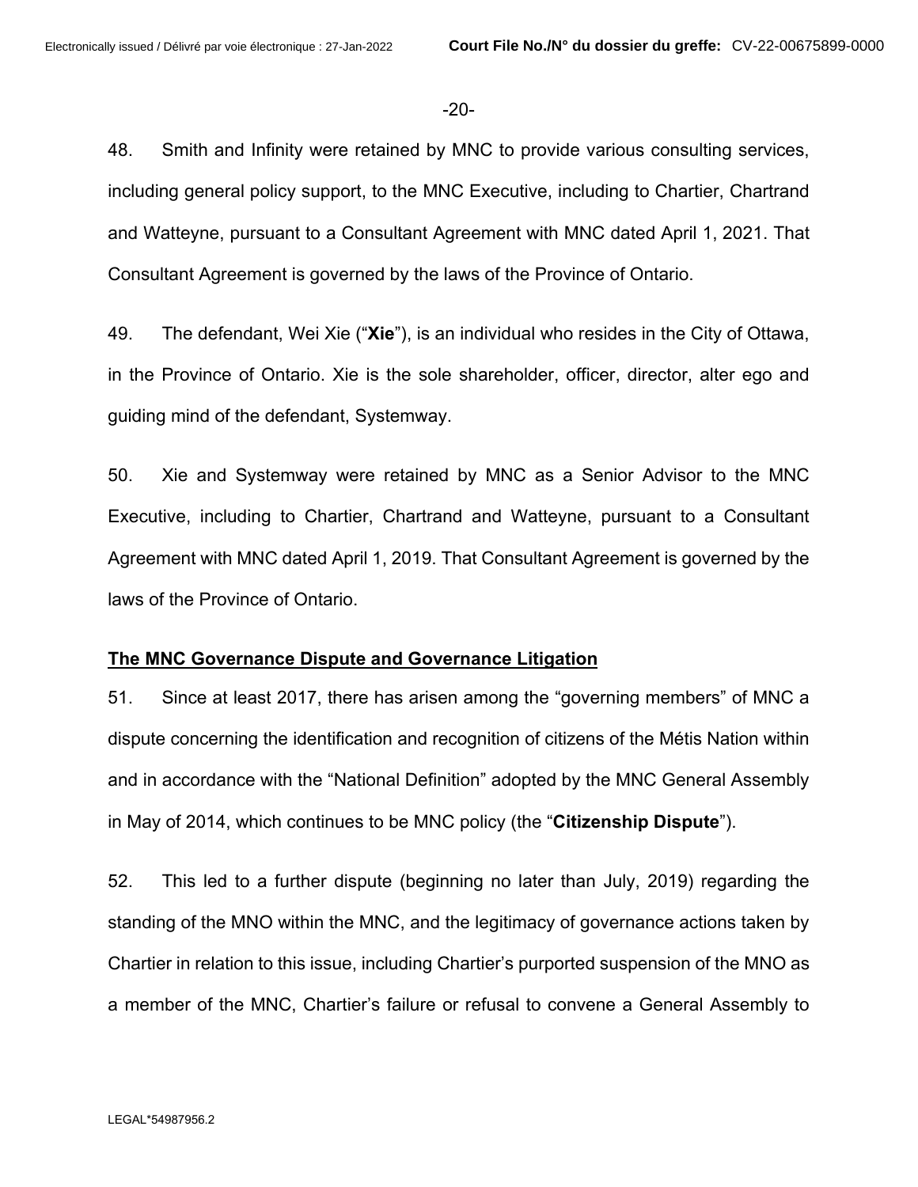48. Smith and Infinity were retained by MNC to provide various consulting services, including general policy support, to the MNC Executive, including to Chartier, Chartrand and Watteyne, pursuant to a Consultant Agreement with MNC dated April 1, 2021. That Consultant Agreement is governed by the laws of the Province of Ontario.

49. The defendant, Wei Xie ("**Xie**"), is an individual who resides in the City of Ottawa, in the Province of Ontario. Xie is the sole shareholder, officer, director, alter ego and guiding mind of the defendant, Systemway.

50. Xie and Systemway were retained by MNC as a Senior Advisor to the MNC Executive, including to Chartier, Chartrand and Watteyne, pursuant to a Consultant Agreement with MNC dated April 1, 2019. That Consultant Agreement is governed by the laws of the Province of Ontario.

**The MNC Governance Dispute and Governance Litigation**

51. Since at least 2017, there has arisen among the "governing members" of MNC a dispute concerning the identification and recognition of citizens of the Métis Nation within and in accordance with the "National Definition" adopted by the MNC General Assembly in May of 2014, which continues to be MNC policy (the "**Citizenship Dispute**").

52. This led to a further dispute (beginning no later than July, 2019) regarding the standing of the MNO within the MNC, and the legitimacy of governance actions taken by Chartier in relation to this issue, including Chartier's purported suspension of the MNO as a member of the MNC, Chartier's failure or refusal to convene a General Assembly to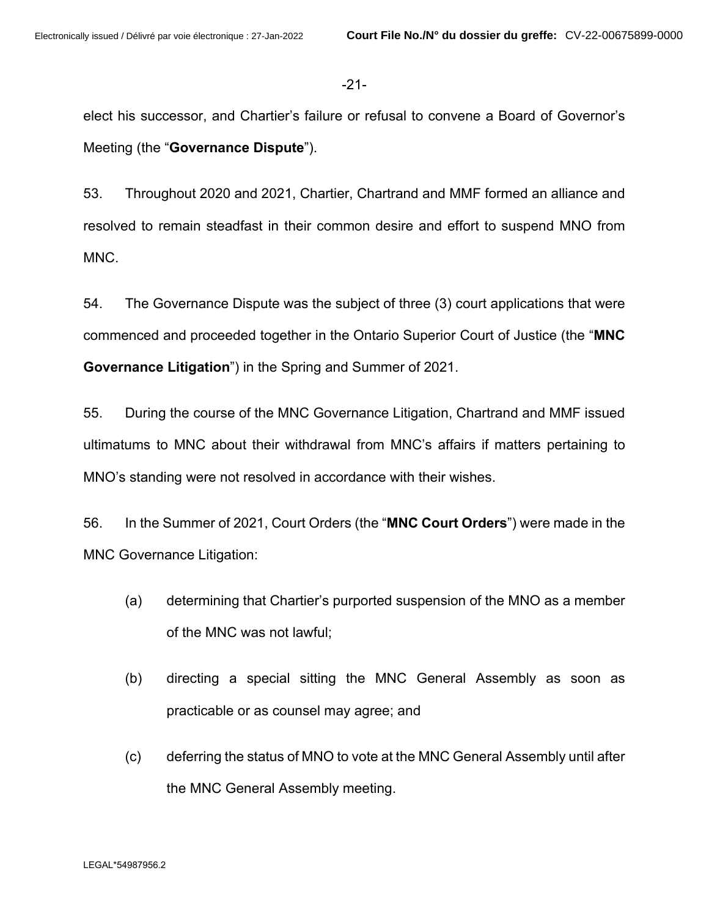elect his successor, and Chartier's failure or refusal to convene a Board of Governor's Meeting (the "**Governance Dispute**").

53. Throughout 2020 and 2021, Chartier, Chartrand and MMF formed an alliance and resolved to remain steadfast in their common desire and effort to suspend MNO from MNC.

54. The Governance Dispute was the subject of three (3) court applications that were commenced and proceeded together in the Ontario Superior Court of Justice (the "**MNC Governance Litigation**") in the Spring and Summer of 2021.

55. During the course of the MNC Governance Litigation, Chartrand and MMF issued ultimatums to MNC about their withdrawal from MNC's affairs if matters pertaining to MNO's standing were not resolved in accordance with their wishes.

56. In the Summer of 2021, Court Orders (the "**MNC Court Orders**") were made in the MNC Governance Litigation:

(a) determining that Chartier's purported suspension of the MNO as a member of the MNC was not lawful;

(b) directing a special sitting the MNC General Assembly as soon as practicable or as counsel may agree; and

(c) deferring the status of MNO to vote at the MNC General Assembly until after the MNC General Assembly meeting.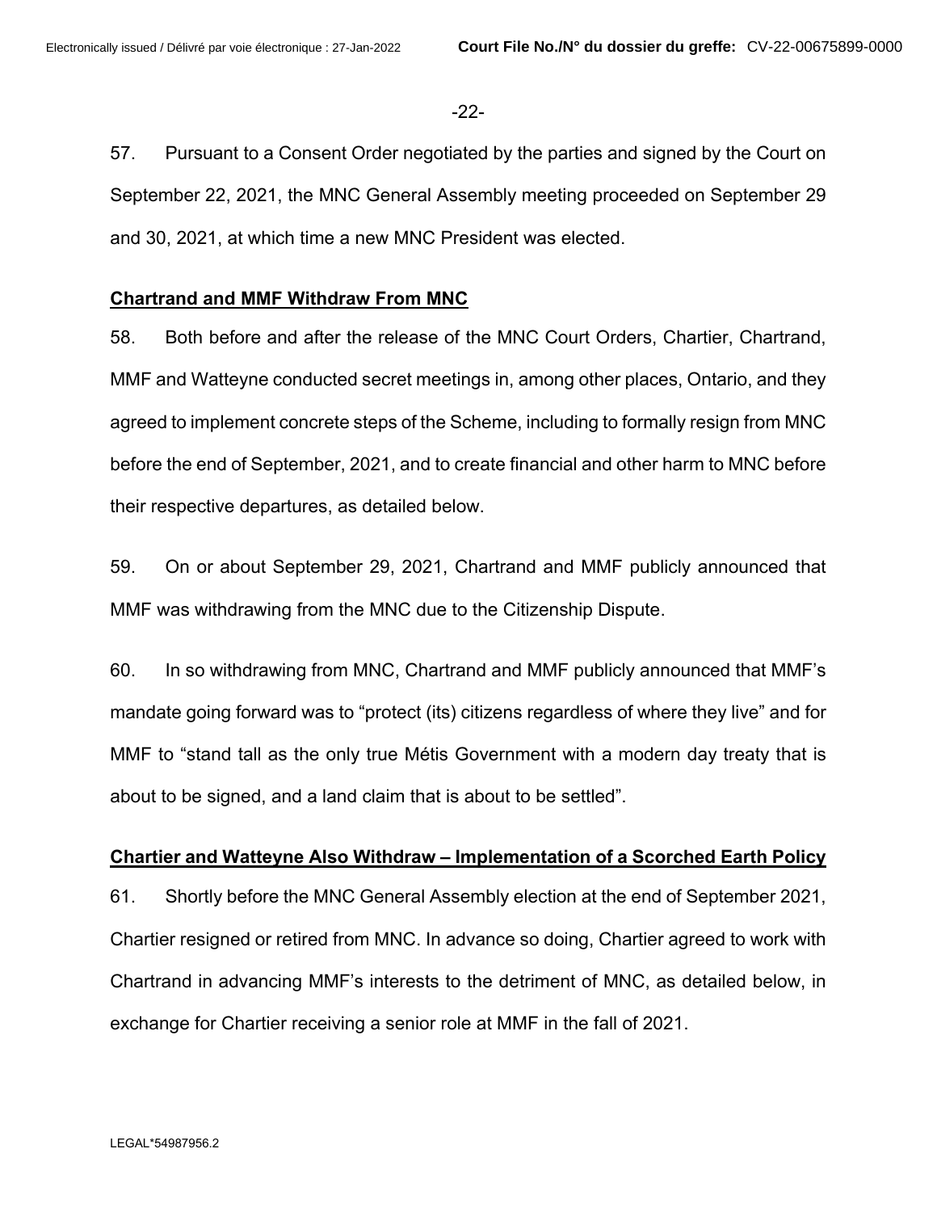57. Pursuant to a Consent Order negotiated by the parties and signed by the Court on September 22, 2021, the MNC General Assembly meeting proceeded on September 29 and 30, 2021, at which time a new MNC President was elected.

**Chartrand and MMF Withdraw From MNC**

58. Both before and after the release of the MNC Court Orders, Chartier, Chartrand, MMF and Watteyne conducted secret meetings in, among other places, Ontario, and they agreed to implement concrete steps of the Scheme, including to formally resign from MNC before the end of September, 2021, and to create financial and other harm to MNC before their respective departures, as detailed below.

59. On or about September 29, 2021, Chartrand and MMF publicly announced that MMF was withdrawing from the MNC due to the Citizenship Dispute.

60. In so withdrawing from MNC, Chartrand and MMF publicly announced that MMF's mandate going forward was to "protect (its) citizens regardless of where they live" and for MMF to "stand tall as the only true Métis Government with a modern day treaty that is about to be signed, and a land claim that is about to be settled".

**Chartier and Watteyne Also Withdraw – Implementation of a Scorched Earth Policy**

61. Shortly before the MNC General Assembly election at the end of September 2021, Chartier resigned or retired from MNC. In advance so doing, Chartier agreed to work with Chartrand in advancing MMF's interests to the detriment of MNC, as detailed below, in exchange for Chartier receiving a senior role at MMF in the fall of 2021.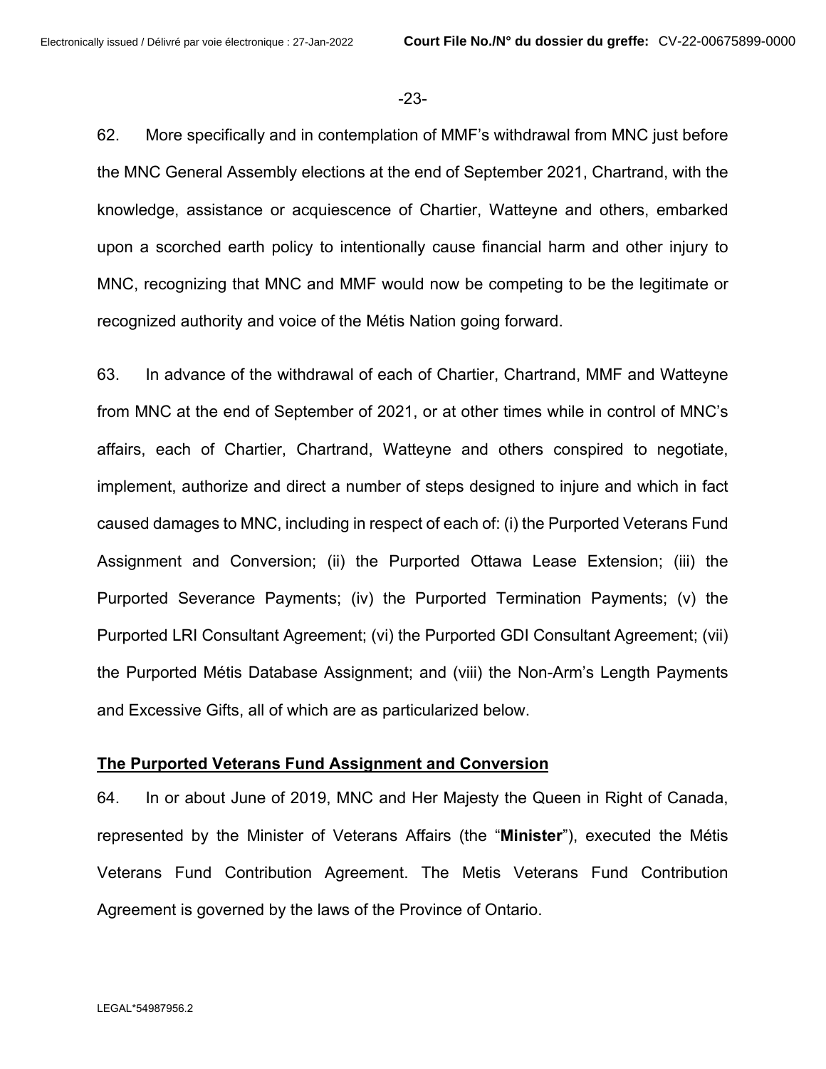62. More specifically and in contemplation of MMF's withdrawal from MNC just before the MNC General Assembly elections at the end of September 2021, Chartrand, with the knowledge, assistance or acquiescence of Chartier, Watteyne and others, embarked upon a scorched earth policy to intentionally cause financial harm and other injury to MNC, recognizing that MNC and MMF would now be competing to be the legitimate or recognized authority and voice of the Métis Nation going forward.

63. In advance of the withdrawal of each of Chartier, Chartrand, MMF and Watteyne from MNC at the end of September of 2021, or at other times while in control of MNC's affairs, each of Chartier, Chartrand, Watteyne and others conspired to negotiate, implement, authorize and direct a number of steps designed to injure and which in fact caused damages to MNC, including in respect of each of: (i) the Purported Veterans Fund Assignment and Conversion; (ii) the Purported Ottawa Lease Extension; (iii) the Purported Severance Payments; (iv) the Purported Termination Payments; (v) the Purported LRI Consultant Agreement; (vi) the Purported GDI Consultant Agreement; (vii) the Purported Métis Database Assignment; and (viii) the Non-Arm's Length Payments and Excessive Gifts, all of which are as particularized below.

**The Purported Veterans Fund Assignment and Conversion**

64. In or about June of 2019, MNC and Her Majesty the Queen in Right of Canada, represented by the Minister of Veterans Affairs (the "**Minister**"), executed the Métis Veterans Fund Contribution Agreement. The Metis Veterans Fund Contribution Agreement is governed by the laws of the Province of Ontario.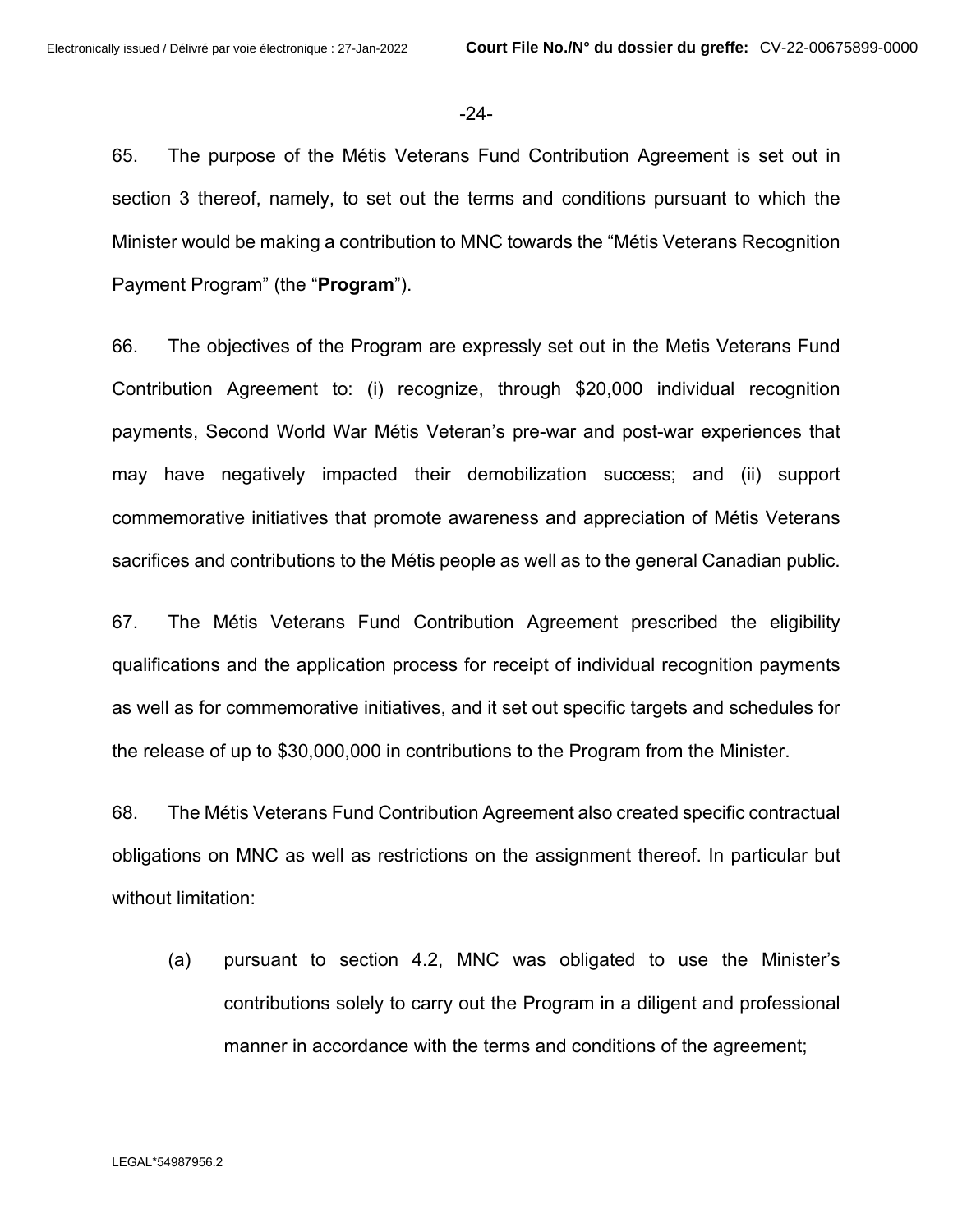65. The purpose of the Métis Veterans Fund Contribution Agreement is set out in section 3 thereof, namely, to set out the terms and conditions pursuant to which the Minister would be making a contribution to MNC towards the "Métis Veterans Recognition Payment Program" (the "**Program**").

66. The objectives of the Program are expressly set out in the Metis Veterans Fund Contribution Agreement to: (i) recognize, through $20,000 individual recognition payments, Second World War Métis Veteran's pre-war and post-war experiences that may have negatively impacted their demobilization success; and (ii) support commemorative initiatives that promote awareness and appreciation of Métis Veterans sacrifices and contributions to the Métis people as well as to the general Canadian public.

67. The Métis Veterans Fund Contribution Agreement prescribed the eligibility qualifications and the application process for receipt of individual recognition payments as well as for commemorative initiatives, and it set out specific targets and schedules for the release of up to $30,000,000 in contributions to the Program from the Minister.

68. The Métis Veterans Fund Contribution Agreement also created specific contractual obligations on MNC as well as restrictions on the assignment thereof. In particular but without limitation:

(a) pursuant to section 4.2, MNC was obligated to use the Minister's contributions solely to carry out the Program in a diligent and professional manner in accordance with the terms and conditions of the agreement;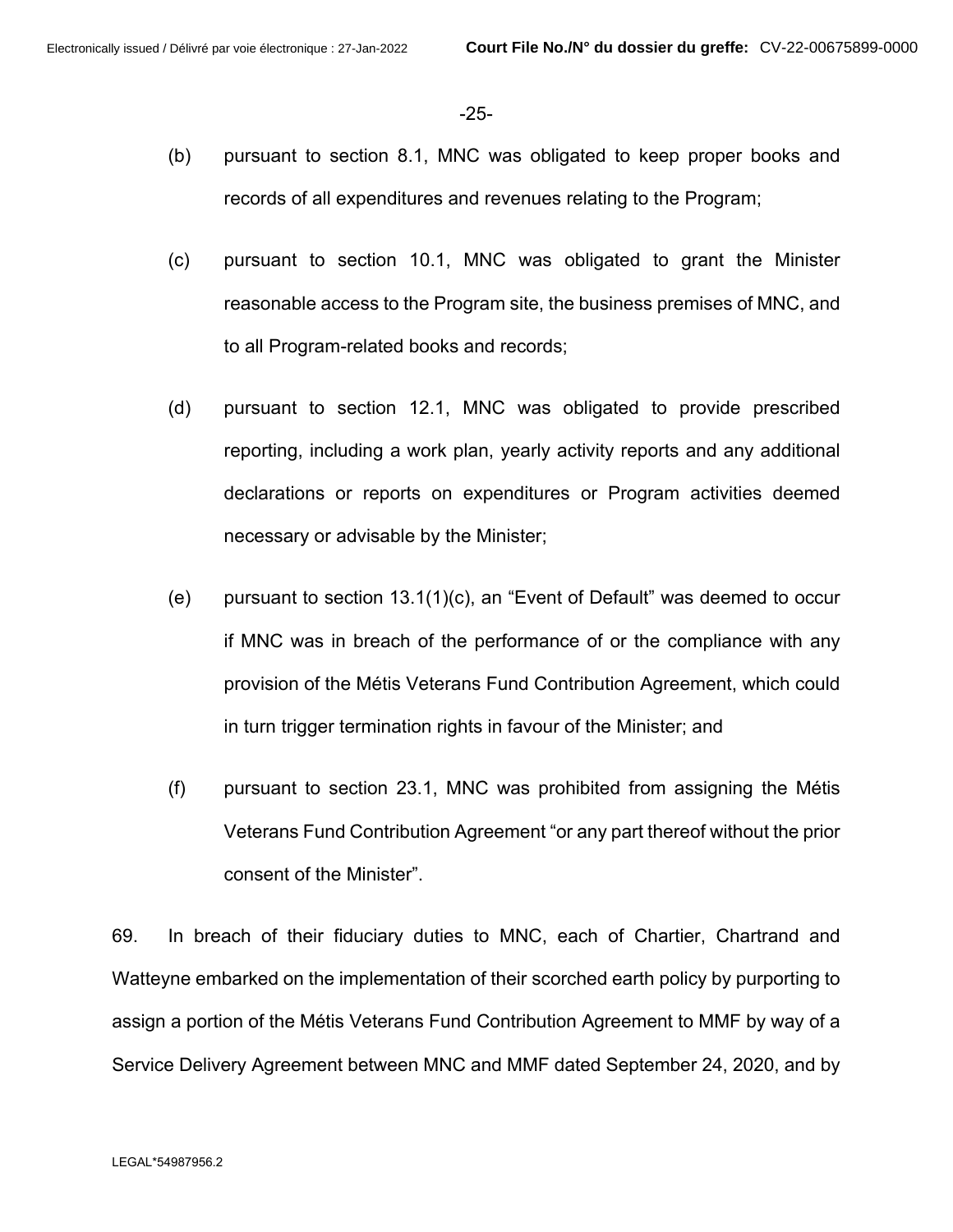(b) pursuant to section 8.1, MNC was obligated to keep proper books and records of all expenditures and revenues relating to the Program;

(c) pursuant to section 10.1, MNC was obligated to grant the Minister reasonable access to the Program site, the business premises of MNC, and to all Program-related books and records;

(d) pursuant to section 12.1, MNC was obligated to provide prescribed reporting, including a work plan, yearly activity reports and any additional declarations or reports on expenditures or Program activities deemed necessary or advisable by the Minister;

(e) pursuant to section 13.1(1)(c), an "Event of Default" was deemed to occur if MNC was in breach of the performance of or the compliance with any provision of the Métis Veterans Fund Contribution Agreement, which could in turn trigger termination rights in favour of the Minister; and

(f) pursuant to section 23.1, MNC was prohibited from assigning the Métis Veterans Fund Contribution Agreement "or any part thereof without the prior consent of the Minister".

69. In breach of their fiduciary duties to MNC, each of Chartier, Chartrand and Watteyne embarked on the implementation of their scorched earth policy by purporting to assign a portion of the Métis Veterans Fund Contribution Agreement to MMF by way of a Service Delivery Agreement between MNC and MMF dated September 24, 2020, and by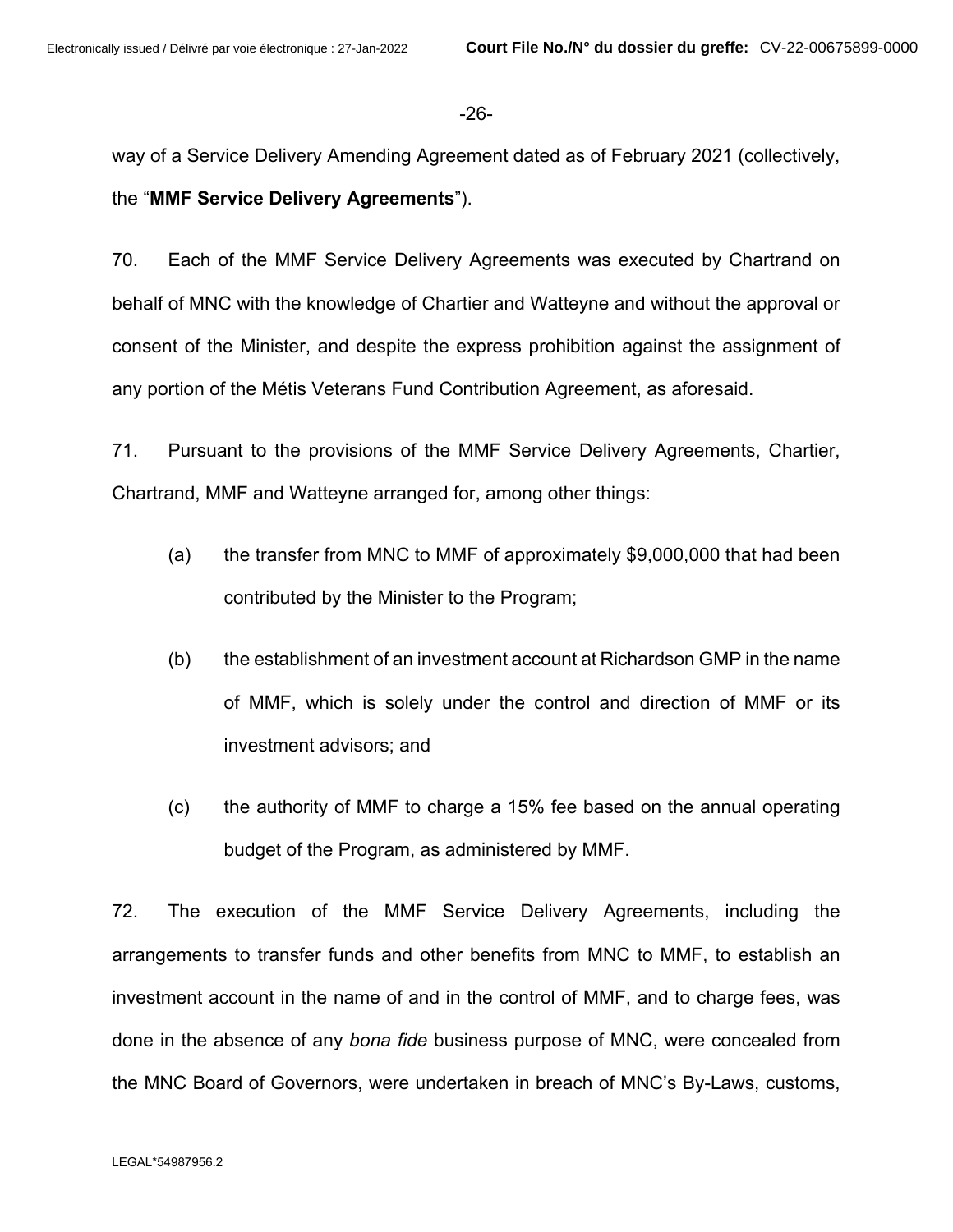way of a Service Delivery Amending Agreement dated as of February 2021 (collectively, the "**MMF Service Delivery Agreements**").

70. Each of the MMF Service Delivery Agreements was executed by Chartrand on behalf of MNC with the knowledge of Chartier and Watteyne and without the approval or consent of the Minister, and despite the express prohibition against the assignment of any portion of the Métis Veterans Fund Contribution Agreement, as aforesaid.

71. Pursuant to the provisions of the MMF Service Delivery Agreements, Chartier, Chartrand, MMF and Watteyne arranged for, among other things:

(a) the transfer from MNC to MMF of approximately $9,000,000 that had been contributed by the Minister to the Program;

(b) the establishment of an investment account at Richardson GMP in the name of MMF, which is solely under the control and direction of MMF or its investment advisors; and

(c) the authority of MMF to charge a 15% fee based on the annual operating budget of the Program, as administered by MMF.

72. The execution of the MMF Service Delivery Agreements, including the arrangements to transfer funds and other benefits from MNC to MMF, to establish an investment account in the name of and in the control of MMF, and to charge fees, was done in the absence of any *bona fide* business purpose of MNC, were concealed from the MNC Board of Governors, were undertaken in breach of MNC's By-Laws, customs,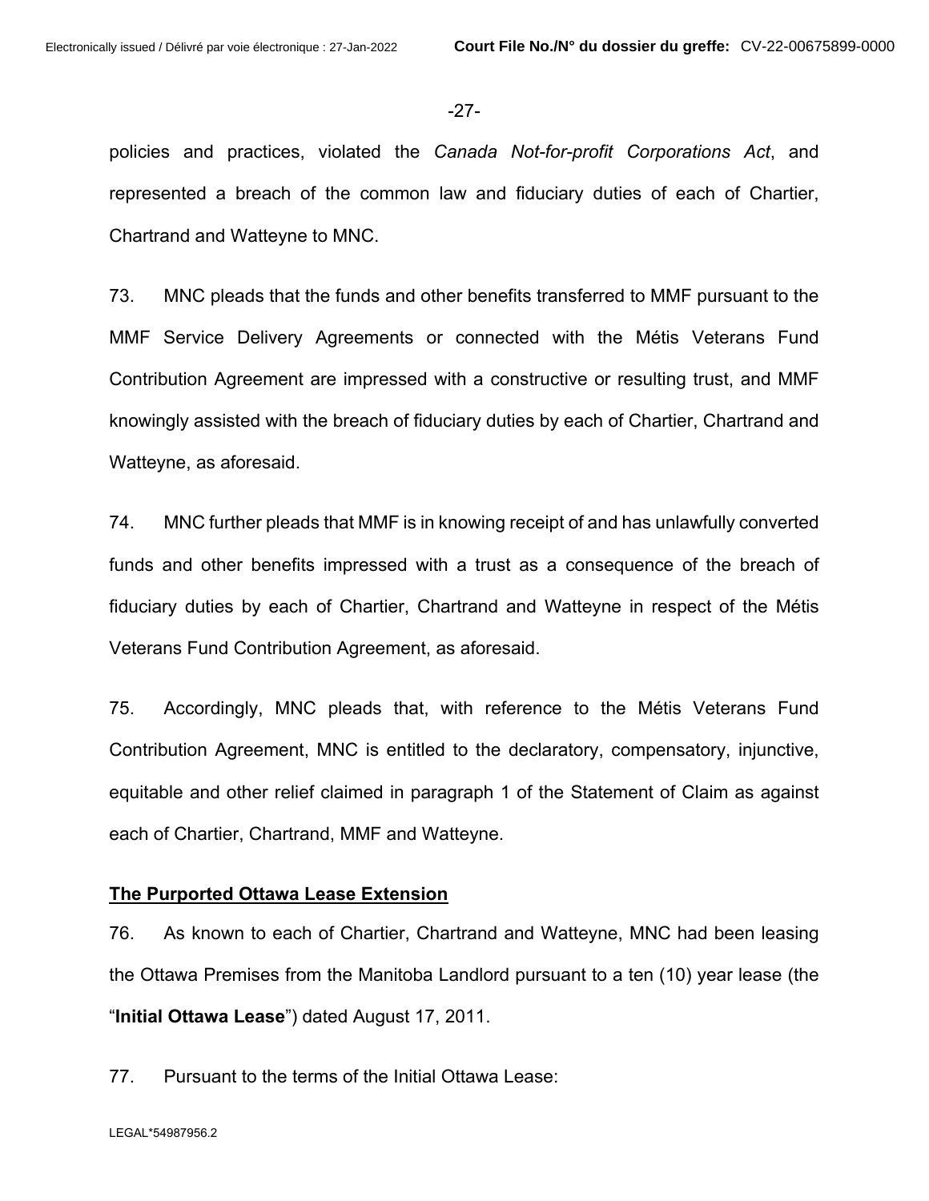policies and practices, violated the *Canada Not-for-profit Corporations Act*, and represented a breach of the common law and fiduciary duties of each of Chartier, Chartrand and Watteyne to MNC.

73. MNC pleads that the funds and other benefits transferred to MMF pursuant to the MMF Service Delivery Agreements or connected with the Métis Veterans Fund Contribution Agreement are impressed with a constructive or resulting trust, and MMF knowingly assisted with the breach of fiduciary duties by each of Chartier, Chartrand and Watteyne, as aforesaid.

74. MNC further pleads that MMF is in knowing receipt of and has unlawfully converted funds and other benefits impressed with a trust as a consequence of the breach of fiduciary duties by each of Chartier, Chartrand and Watteyne in respect of the Métis Veterans Fund Contribution Agreement, as aforesaid.

75. Accordingly, MNC pleads that, with reference to the Métis Veterans Fund Contribution Agreement, MNC is entitled to the declaratory, compensatory, injunctive, equitable and other relief claimed in paragraph 1 of the Statement of Claim as against each of Chartier, Chartrand, MMF and Watteyne.

**The Purported Ottawa Lease Extension**

76. As known to each of Chartier, Chartrand and Watteyne, MNC had been leasing the Ottawa Premises from the Manitoba Landlord pursuant to a ten (10) year lease (the "**Initial Ottawa Lease**") dated August 17, 2011.

77. Pursuant to the terms of the Initial Ottawa Lease: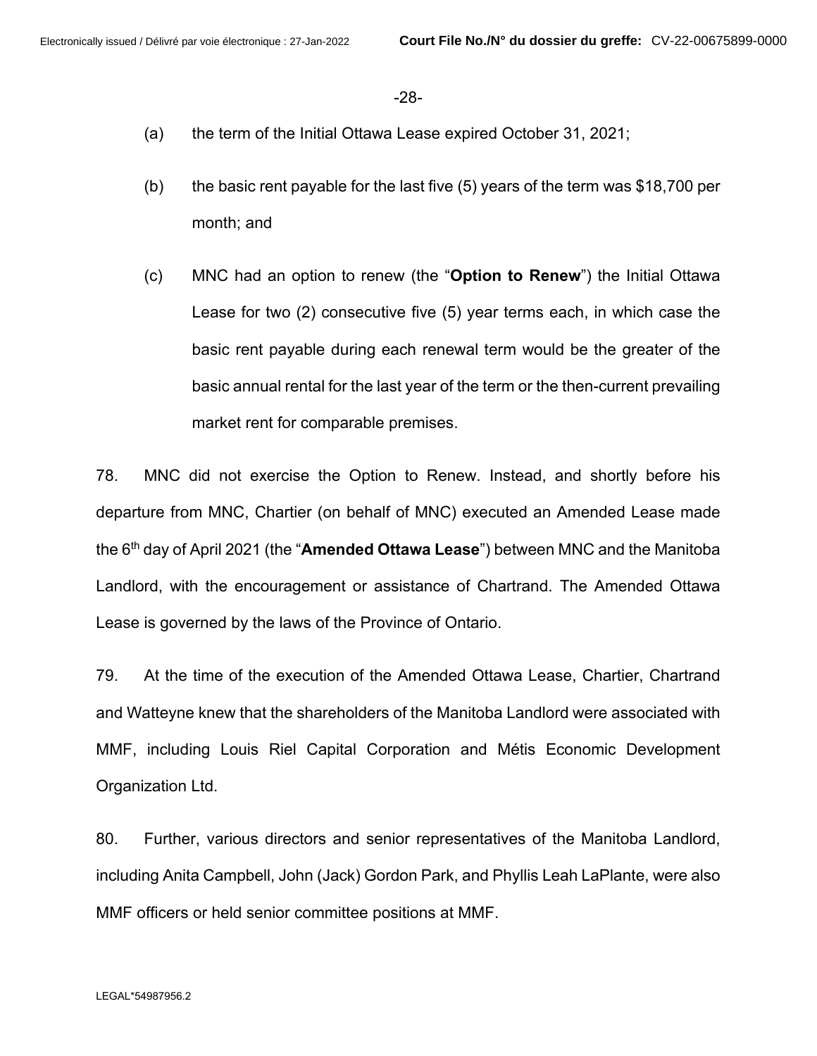(a) the term of the Initial Ottawa Lease expired October 31, 2021;

(b) the basic rent payable for the last five (5) years of the term was $18,700 per month; and

(c) MNC had an option to renew (the "**Option to Renew**") the Initial Ottawa Lease for two (2) consecutive five (5) year terms each, in which case the basic rent payable during each renewal term would be the greater of the basic annual rental for the last year of the term or the then-current prevailing market rent for comparable premises.

78. MNC did not exercise the Option to Renew. Instead, and shortly before his departure from MNC, Chartier (on behalf of MNC) executed an Amended Lease made the 6th day of April 2021 (the "**Amended Ottawa Lease**") between MNC and the Manitoba Landlord, with the encouragement or assistance of Chartrand. The Amended Ottawa Lease is governed by the laws of the Province of Ontario.

79. At the time of the execution of the Amended Ottawa Lease, Chartier, Chartrand and Watteyne knew that the shareholders of the Manitoba Landlord were associated with MMF, including Louis Riel Capital Corporation and Métis Economic Development Organization Ltd.

80. Further, various directors and senior representatives of the Manitoba Landlord, including Anita Campbell, John (Jack) Gordon Park, and Phyllis Leah LaPlante, were also MMF officers or held senior committee positions at MMF.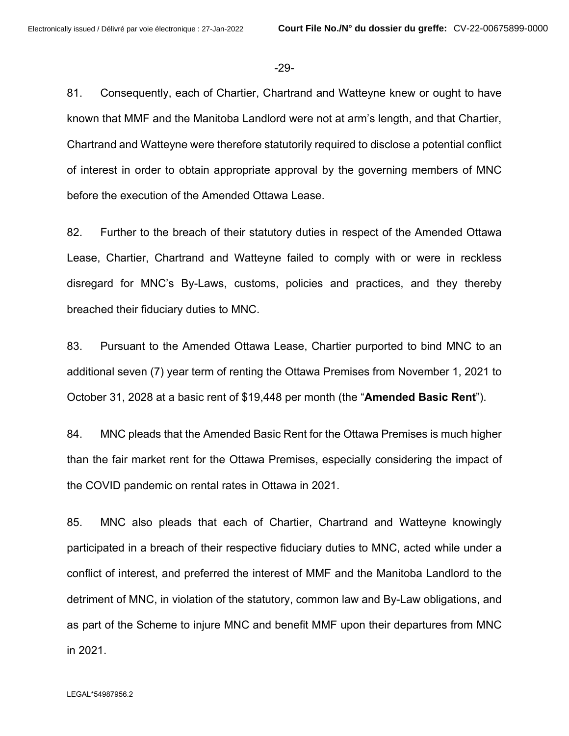81. Consequently, each of Chartier, Chartrand and Watteyne knew or ought to have known that MMF and the Manitoba Landlord were not at arm's length, and that Chartier, Chartrand and Watteyne were therefore statutorily required to disclose a potential conflict of interest in order to obtain appropriate approval by the governing members of MNC before the execution of the Amended Ottawa Lease.

82. Further to the breach of their statutory duties in respect of the Amended Ottawa Lease, Chartier, Chartrand and Watteyne failed to comply with or were in reckless disregard for MNC's By-Laws, customs, policies and practices, and they thereby breached their fiduciary duties to MNC.

83. Pursuant to the Amended Ottawa Lease, Chartier purported to bind MNC to an additional seven (7) year term of renting the Ottawa Premises from November 1, 2021 to October 31, 2028 at a basic rent of $19,448 per month (the "**Amended Basic Rent**").

84. MNC pleads that the Amended Basic Rent for the Ottawa Premises is much higher than the fair market rent for the Ottawa Premises, especially considering the impact of the COVID pandemic on rental rates in Ottawa in 2021.

85. MNC also pleads that each of Chartier, Chartrand and Watteyne knowingly participated in a breach of their respective fiduciary duties to MNC, acted while under a conflict of interest, and preferred the interest of MMF and the Manitoba Landlord to the detriment of MNC, in violation of the statutory, common law and By-Law obligations, and as part of the Scheme to injure MNC and benefit MMF upon their departures from MNC in 2021.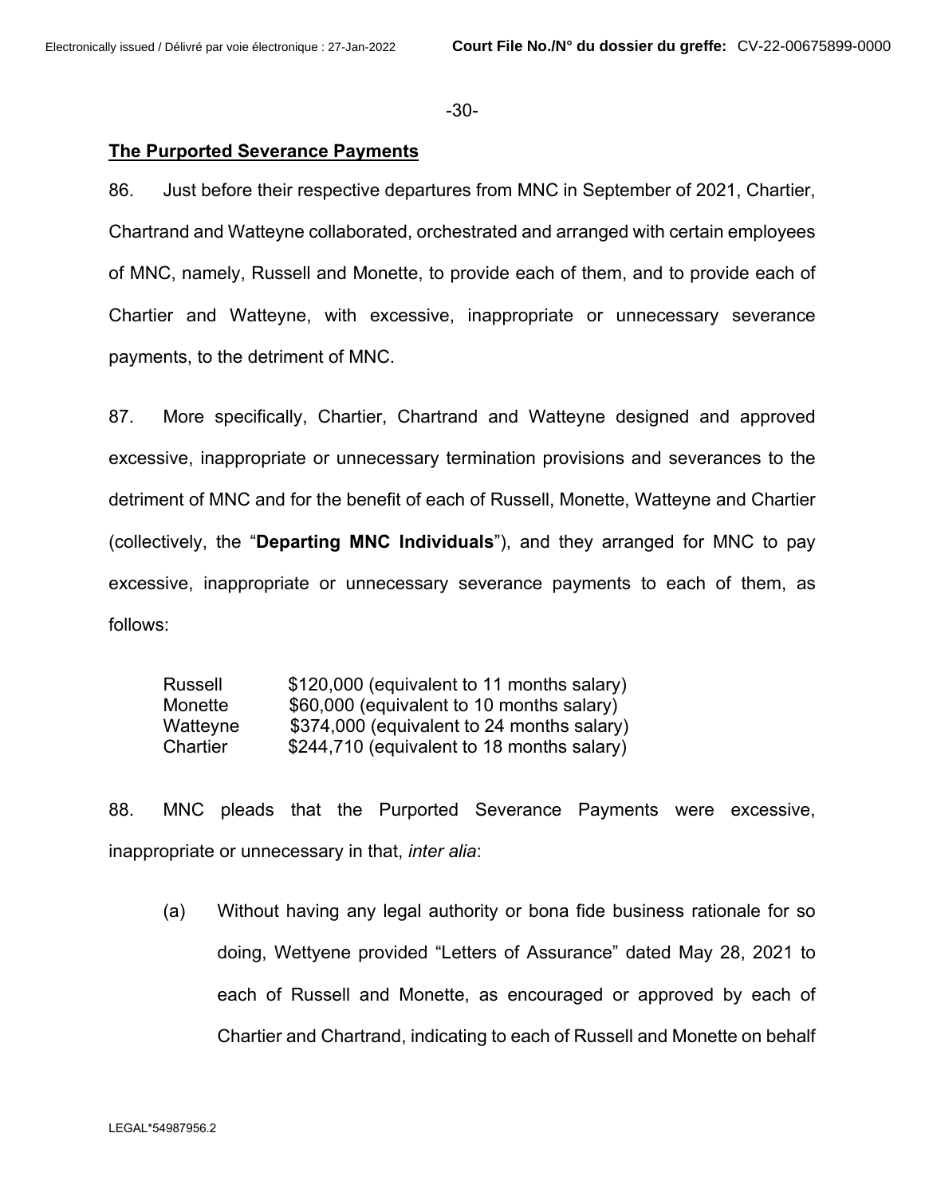**The Purported Severance Payments**

86. Just before their respective departures from MNC in September of 2021, Chartier, Chartrand and Watteyne collaborated, orchestrated and arranged with certain employees of MNC, namely, Russell and Monette, to provide each of them, and to provide each of Chartier and Watteyne, with excessive, inappropriate or unnecessary severance payments, to the detriment of MNC.

87. More specifically, Chartier, Chartrand and Watteyne designed and approved excessive, inappropriate or unnecessary termination provisions and severances to the detriment of MNC and for the benefit of each of Russell, Monette, Watteyne and Chartier (collectively, the "**Departing MNC Individuals**"), and they arranged for MNC to pay excessive, inappropriate or unnecessary severance payments to each of them, as follows:

| | |
|---|---|
| Russell | $120,000 (equivalent to 11 months salary) |
| Monette | $60,000 (equivalent to 10 months salary) |
| Watteyne | $374,000 (equivalent to 24 months salary) |
| Chartier | $244,710 (equivalent to 18 months salary) |

88. MNC pleads that the Purported Severance Payments were excessive, inappropriate or unnecessary in that, *inter alia*:

(a) Without having any legal authority or bona fide business rationale for so doing, Wettyene provided "Letters of Assurance" dated May 28, 2021 to each of Russell and Monette, as encouraged or approved by each of Chartier and Chartrand, indicating to each of Russell and Monette on behalf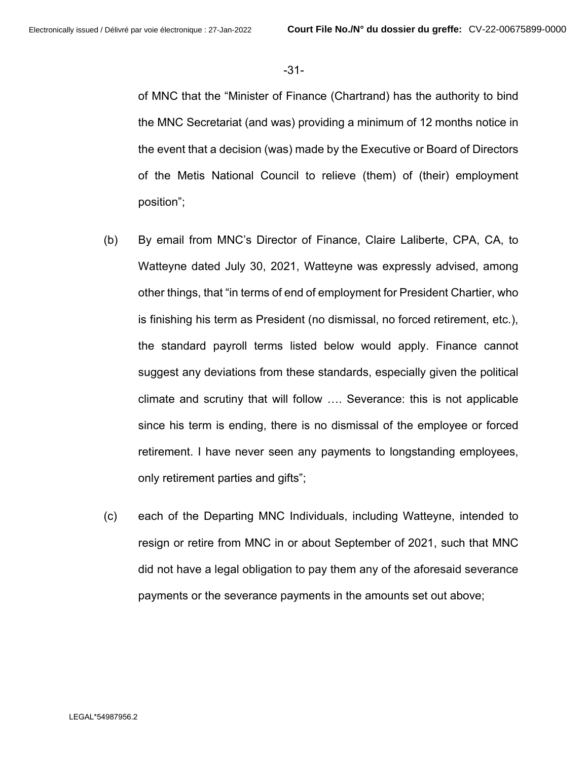of MNC that the “Minister of Finance (Chartrand) has the authority to bind the MNC Secretariat (and was) providing a minimum of 12 months notice in the event that a decision (was) made by the Executive or Board of Directors of the Metis National Council to relieve (them) of (their) employment position”;

(b) By email from MNC’s Director of Finance, Claire Laliberte, CPA, CA, to Watteyne dated July 30, 2021, Watteyne was expressly advised, among other things, that “in terms of end of employment for President Chartier, who is finishing his term as President (no dismissal, no forced retirement, etc.), the standard payroll terms listed below would apply. Finance cannot suggest any deviations from these standards, especially given the political climate and scrutiny that will follow …. Severance: this is not applicable since his term is ending, there is no dismissal of the employee or forced retirement. I have never seen any payments to longstanding employees, only retirement parties and gifts”;

(c) each of the Departing MNC Individuals, including Watteyne, intended to resign or retire from MNC in or about September of 2021, such that MNC did not have a legal obligation to pay them any of the aforesaid severance payments or the severance payments in the amounts set out above;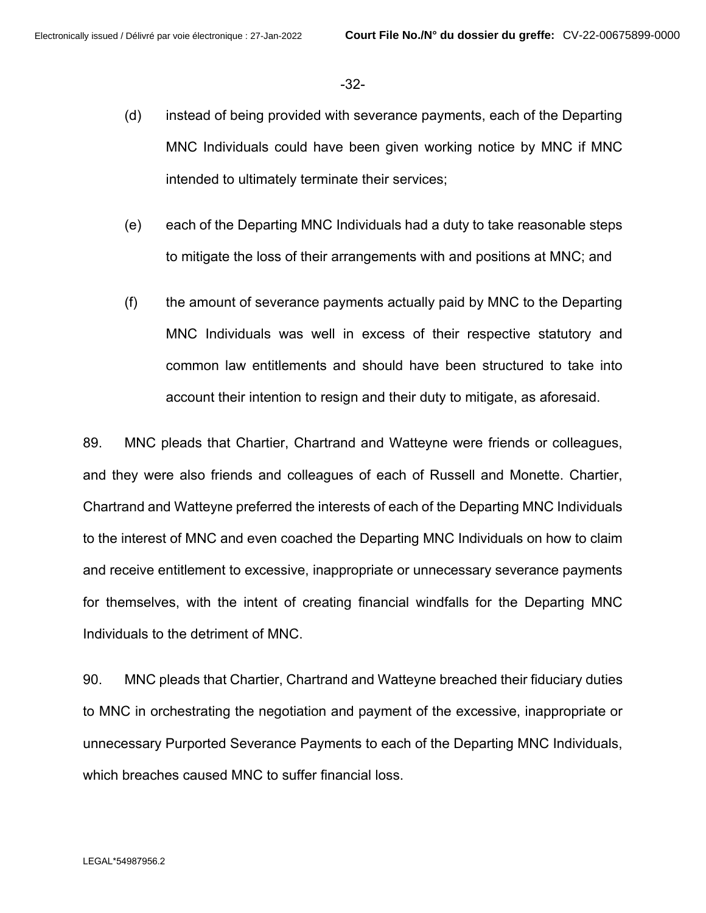(d) instead of being provided with severance payments, each of the Departing MNC Individuals could have been given working notice by MNC if MNC intended to ultimately terminate their services;

(e) each of the Departing MNC Individuals had a duty to take reasonable steps to mitigate the loss of their arrangements with and positions at MNC; and

(f) the amount of severance payments actually paid by MNC to the Departing MNC Individuals was well in excess of their respective statutory and common law entitlements and should have been structured to take into account their intention to resign and their duty to mitigate, as aforesaid.

89. MNC pleads that Chartier, Chartrand and Watteyne were friends or colleagues, and they were also friends and colleagues of each of Russell and Monette. Chartier, Chartrand and Watteyne preferred the interests of each of the Departing MNC Individuals to the interest of MNC and even coached the Departing MNC Individuals on how to claim and receive entitlement to excessive, inappropriate or unnecessary severance payments for themselves, with the intent of creating financial windfalls for the Departing MNC Individuals to the detriment of MNC.

90. MNC pleads that Chartier, Chartrand and Watteyne breached their fiduciary duties to MNC in orchestrating the negotiation and payment of the excessive, inappropriate or unnecessary Purported Severance Payments to each of the Departing MNC Individuals, which breaches caused MNC to suffer financial loss.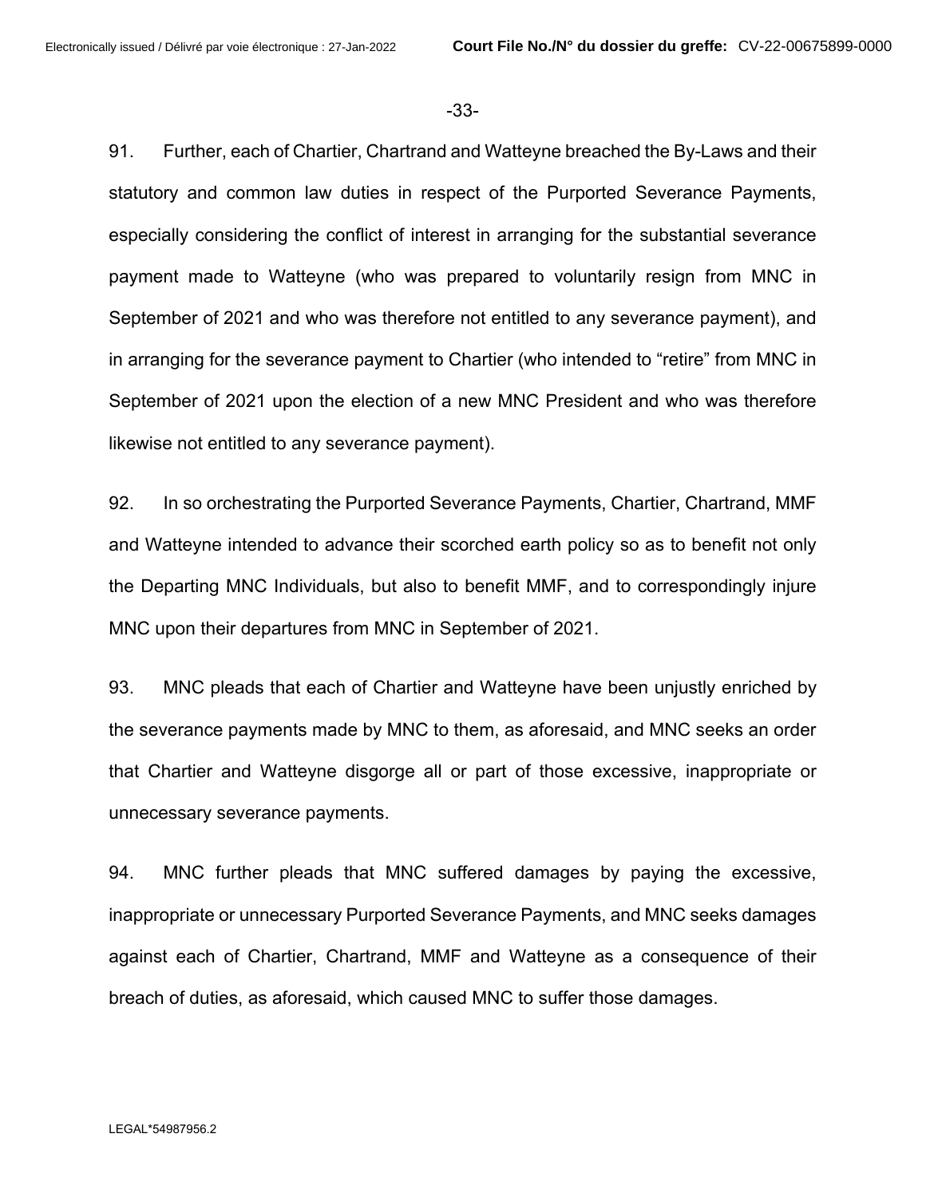91. Further, each of Chartier, Chartrand and Watteyne breached the By-Laws and their statutory and common law duties in respect of the Purported Severance Payments, especially considering the conflict of interest in arranging for the substantial severance payment made to Watteyne (who was prepared to voluntarily resign from MNC in September of 2021 and who was therefore not entitled to any severance payment), and in arranging for the severance payment to Chartier (who intended to "retire" from MNC in September of 2021 upon the election of a new MNC President and who was therefore likewise not entitled to any severance payment).

92. In so orchestrating the Purported Severance Payments, Chartier, Chartrand, MMF and Watteyne intended to advance their scorched earth policy so as to benefit not only the Departing MNC Individuals, but also to benefit MMF, and to correspondingly injure MNC upon their departures from MNC in September of 2021.

93. MNC pleads that each of Chartier and Watteyne have been unjustly enriched by the severance payments made by MNC to them, as aforesaid, and MNC seeks an order that Chartier and Watteyne disgorge all or part of those excessive, inappropriate or unnecessary severance payments.

94. MNC further pleads that MNC suffered damages by paying the excessive, inappropriate or unnecessary Purported Severance Payments, and MNC seeks damages against each of Chartier, Chartrand, MMF and Watteyne as a consequence of their breach of duties, as aforesaid, which caused MNC to suffer those damages.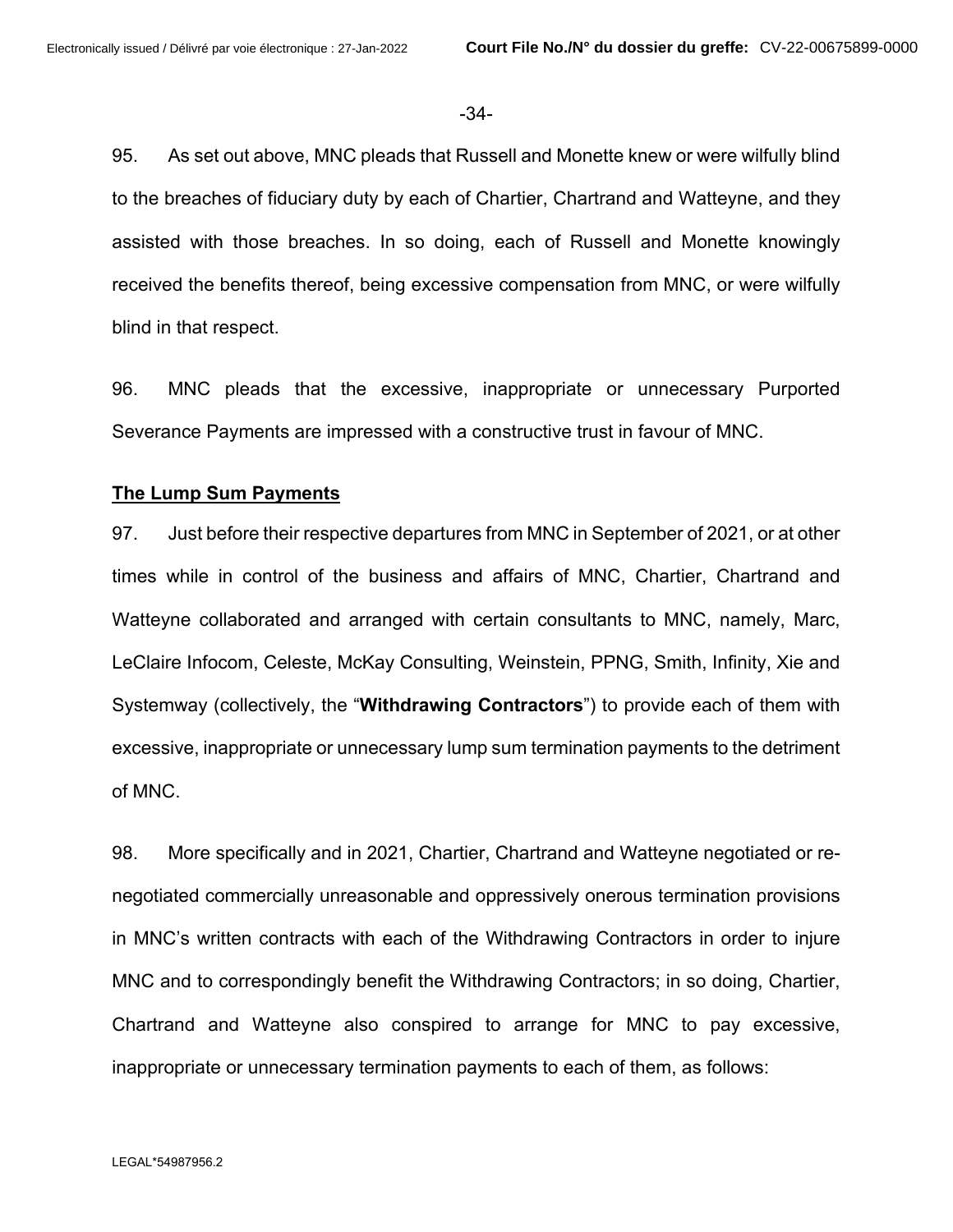95. As set out above, MNC pleads that Russell and Monette knew or were wilfully blind to the breaches of fiduciary duty by each of Chartier, Chartrand and Watteyne, and they assisted with those breaches. In so doing, each of Russell and Monette knowingly received the benefits thereof, being excessive compensation from MNC, or were wilfully blind in that respect.

96. MNC pleads that the excessive, inappropriate or unnecessary Purported Severance Payments are impressed with a constructive trust in favour of MNC.

**The Lump Sum Payments**

97. Just before their respective departures from MNC in September of 2021, or at other times while in control of the business and affairs of MNC, Chartier, Chartrand and Watteyne collaborated and arranged with certain consultants to MNC, namely, Marc, LeClaire Infocom, Celeste, McKay Consulting, Weinstein, PPNG, Smith, Infinity, Xie and Systemway (collectively, the "**Withdrawing Contractors**") to provide each of them with excessive, inappropriate or unnecessary lump sum termination payments to the detriment of MNC.

98. More specifically and in 2021, Chartier, Chartrand and Watteyne negotiated or re-negotiated commercially unreasonable and oppressively onerous termination provisions in MNC's written contracts with each of the Withdrawing Contractors in order to injure MNC and to correspondingly benefit the Withdrawing Contractors; in so doing, Chartier, Chartrand and Watteyne also conspired to arrange for MNC to pay excessive, inappropriate or unnecessary termination payments to each of them, as follows: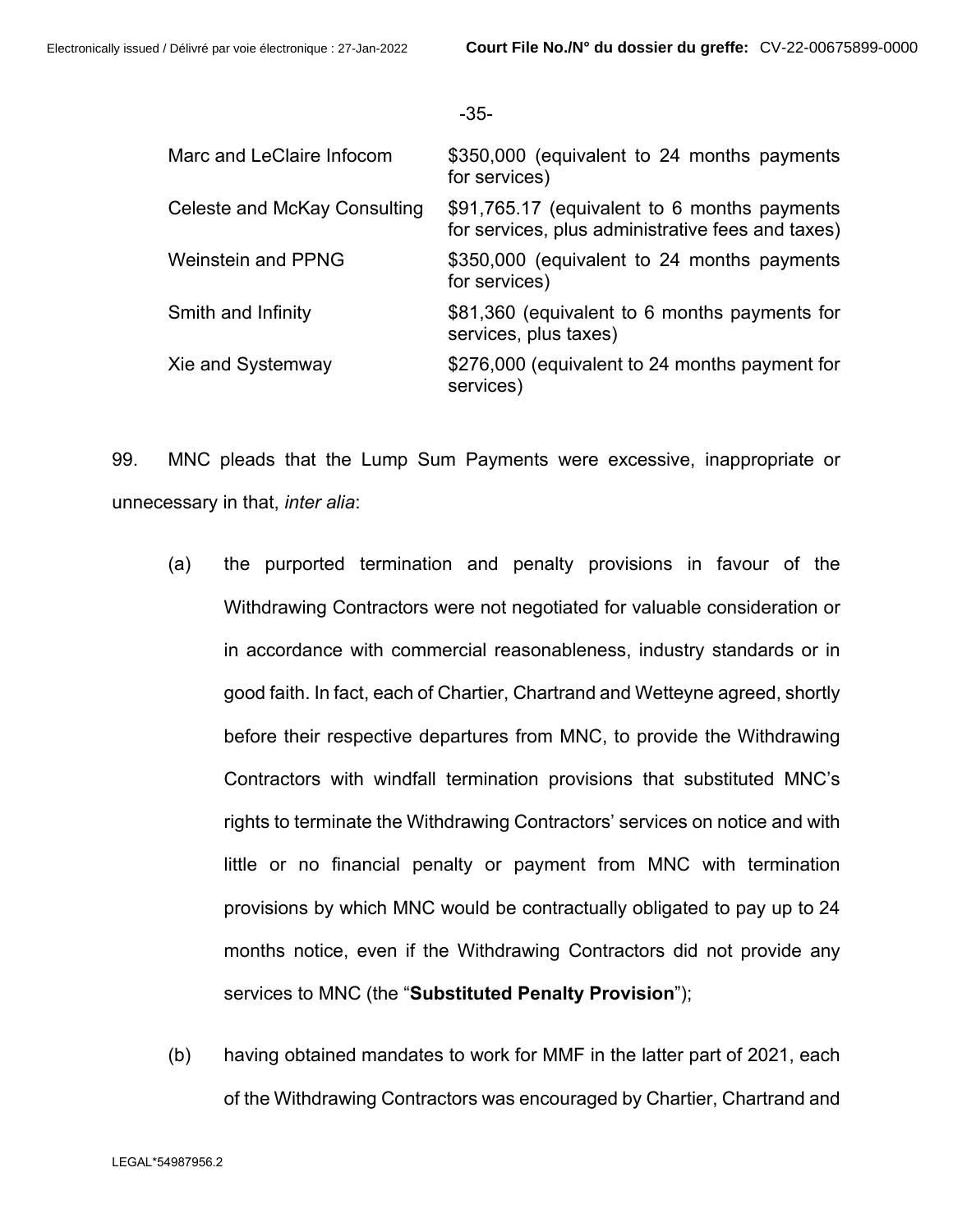| | |
|---|---|
| Marc and LeClaire Infocom | $350,000 (equivalent to 24 months payments for services) |
| Celeste and McKay Consulting | $91,765.17 (equivalent to 6 months payments for services, plus administrative fees and taxes) |
| Weinstein and PPNG | $350,000 (equivalent to 24 months payments for services) |
| Smith and Infinity | $81,360 (equivalent to 6 months payments for services, plus taxes) |
| Xie and Systemway | $276,000 (equivalent to 24 months payment for services) |

99. MNC pleads that the Lump Sum Payments were excessive, inappropriate or unnecessary in that, *inter alia*:

(a) the purported termination and penalty provisions in favour of the Withdrawing Contractors were not negotiated for valuable consideration or in accordance with commercial reasonableness, industry standards or in good faith. In fact, each of Chartier, Chartrand and Wetteyne agreed, shortly before their respective departures from MNC, to provide the Withdrawing Contractors with windfall termination provisions that substituted MNC's rights to terminate the Withdrawing Contractors' services on notice and with little or no financial penalty or payment from MNC with termination provisions by which MNC would be contractually obligated to pay up to 24 months notice, even if the Withdrawing Contractors did not provide any services to MNC (the "**Substituted Penalty Provision**");

(b) having obtained mandates to work for MMF in the latter part of 2021, each of the Withdrawing Contractors was encouraged by Chartier, Chartrand and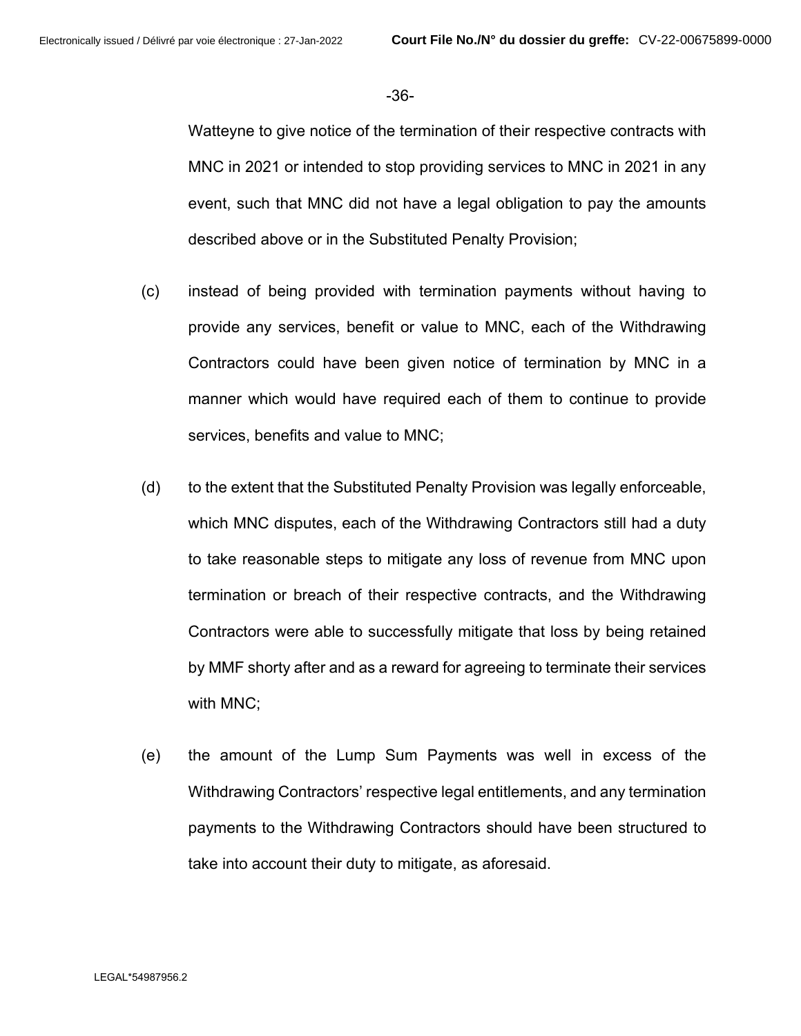Watteyne to give notice of the termination of their respective contracts with MNC in 2021 or intended to stop providing services to MNC in 2021 in any event, such that MNC did not have a legal obligation to pay the amounts described above or in the Substituted Penalty Provision;

(c) instead of being provided with termination payments without having to provide any services, benefit or value to MNC, each of the Withdrawing Contractors could have been given notice of termination by MNC in a manner which would have required each of them to continue to provide services, benefits and value to MNC;

(d) to the extent that the Substituted Penalty Provision was legally enforceable, which MNC disputes, each of the Withdrawing Contractors still had a duty to take reasonable steps to mitigate any loss of revenue from MNC upon termination or breach of their respective contracts, and the Withdrawing Contractors were able to successfully mitigate that loss by being retained by MMF shorty after and as a reward for agreeing to terminate their services with MNC;

(e) the amount of the Lump Sum Payments was well in excess of the Withdrawing Contractors' respective legal entitlements, and any termination payments to the Withdrawing Contractors should have been structured to take into account their duty to mitigate, as aforesaid.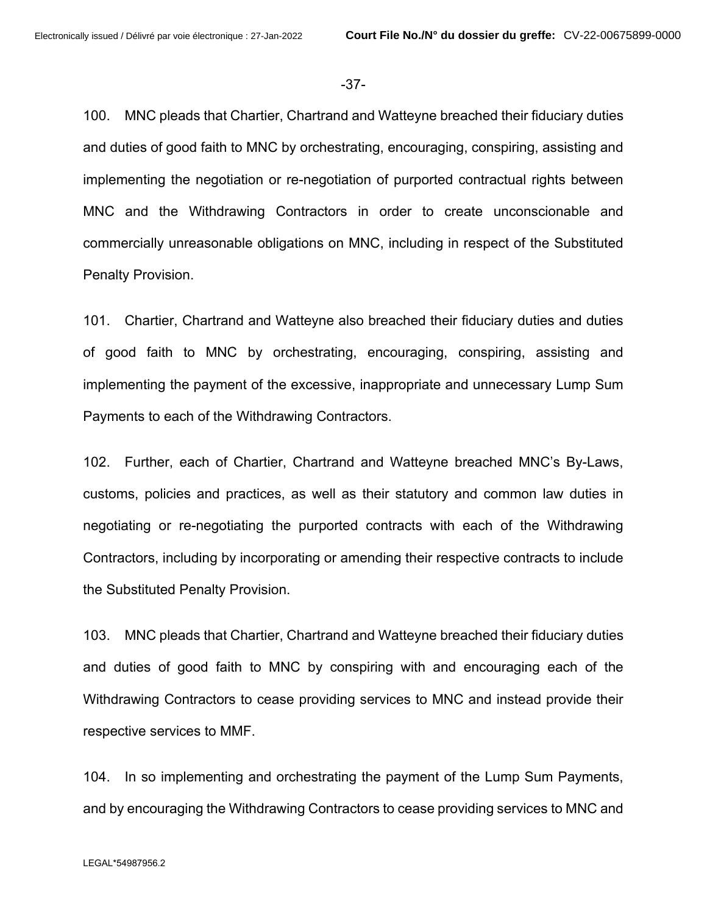100. MNC pleads that Chartier, Chartrand and Watteyne breached their fiduciary duties and duties of good faith to MNC by orchestrating, encouraging, conspiring, assisting and implementing the negotiation or re-negotiation of purported contractual rights between MNC and the Withdrawing Contractors in order to create unconscionable and commercially unreasonable obligations on MNC, including in respect of the Substituted Penalty Provision.

101. Chartier, Chartrand and Watteyne also breached their fiduciary duties and duties of good faith to MNC by orchestrating, encouraging, conspiring, assisting and implementing the payment of the excessive, inappropriate and unnecessary Lump Sum Payments to each of the Withdrawing Contractors.

102. Further, each of Chartier, Chartrand and Watteyne breached MNC's By-Laws, customs, policies and practices, as well as their statutory and common law duties in negotiating or re-negotiating the purported contracts with each of the Withdrawing Contractors, including by incorporating or amending their respective contracts to include the Substituted Penalty Provision.

103. MNC pleads that Chartier, Chartrand and Watteyne breached their fiduciary duties and duties of good faith to MNC by conspiring with and encouraging each of the Withdrawing Contractors to cease providing services to MNC and instead provide their respective services to MMF.

104. In so implementing and orchestrating the payment of the Lump Sum Payments, and by encouraging the Withdrawing Contractors to cease providing services to MNC and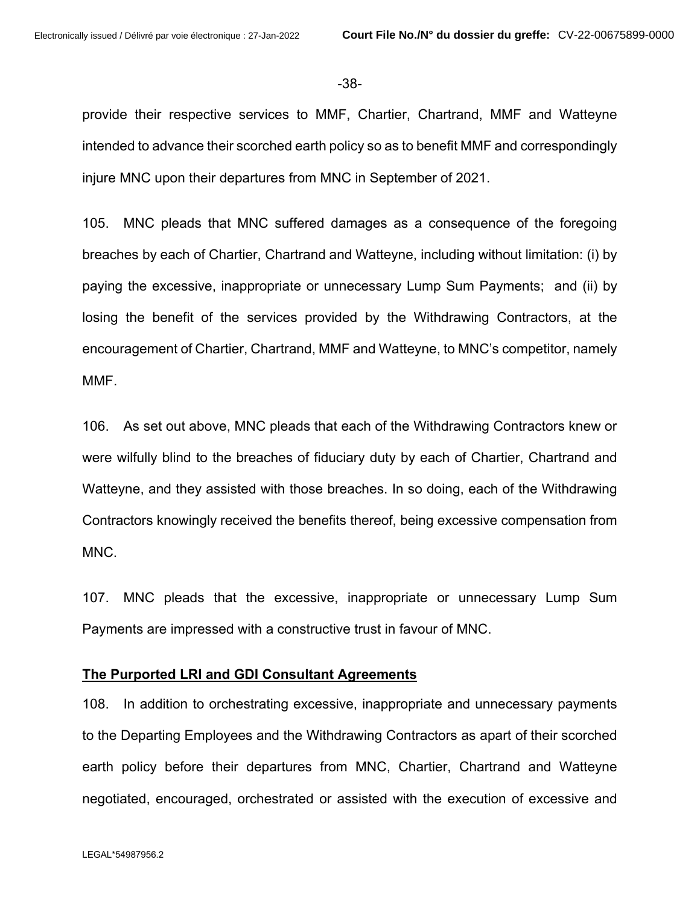provide their respective services to MMF, Chartier, Chartrand, MMF and Watteyne intended to advance their scorched earth policy so as to benefit MMF and correspondingly injure MNC upon their departures from MNC in September of 2021.

105. MNC pleads that MNC suffered damages as a consequence of the foregoing breaches by each of Chartier, Chartrand and Watteyne, including without limitation: (i) by paying the excessive, inappropriate or unnecessary Lump Sum Payments; and (ii) by losing the benefit of the services provided by the Withdrawing Contractors, at the encouragement of Chartier, Chartrand, MMF and Watteyne, to MNC's competitor, namely MMF.

106. As set out above, MNC pleads that each of the Withdrawing Contractors knew or were wilfully blind to the breaches of fiduciary duty by each of Chartier, Chartrand and Watteyne, and they assisted with those breaches. In so doing, each of the Withdrawing Contractors knowingly received the benefits thereof, being excessive compensation from MNC.

107. MNC pleads that the excessive, inappropriate or unnecessary Lump Sum Payments are impressed with a constructive trust in favour of MNC.

**The Purported LRI and GDI Consultant Agreements**

108. In addition to orchestrating excessive, inappropriate and unnecessary payments to the Departing Employees and the Withdrawing Contractors as apart of their scorched earth policy before their departures from MNC, Chartier, Chartrand and Watteyne negotiated, encouraged, orchestrated or assisted with the execution of excessive and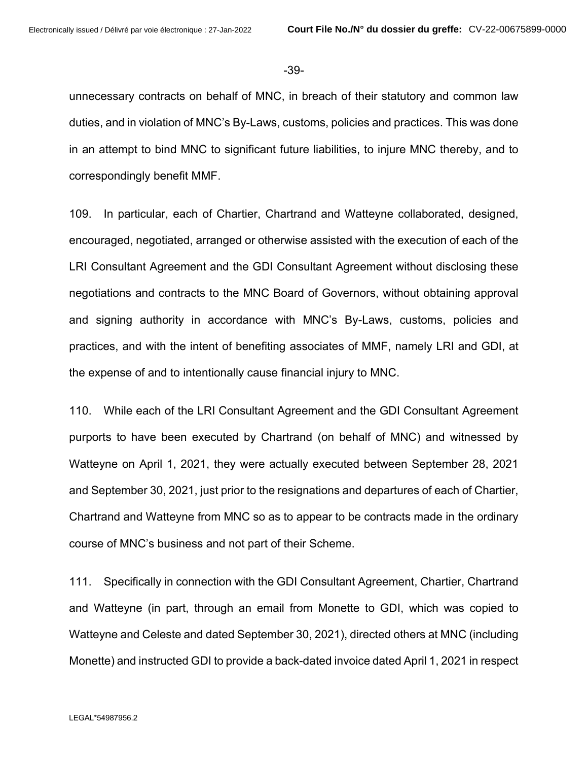unnecessary contracts on behalf of MNC, in breach of their statutory and common law duties, and in violation of MNC's By-Laws, customs, policies and practices. This was done in an attempt to bind MNC to significant future liabilities, to injure MNC thereby, and to correspondingly benefit MMF.

109. In particular, each of Chartier, Chartrand and Watteyne collaborated, designed, encouraged, negotiated, arranged or otherwise assisted with the execution of each of the LRI Consultant Agreement and the GDI Consultant Agreement without disclosing these negotiations and contracts to the MNC Board of Governors, without obtaining approval and signing authority in accordance with MNC's By-Laws, customs, policies and practices, and with the intent of benefiting associates of MMF, namely LRI and GDI, at the expense of and to intentionally cause financial injury to MNC.

110. While each of the LRI Consultant Agreement and the GDI Consultant Agreement purports to have been executed by Chartrand (on behalf of MNC) and witnessed by Watteyne on April 1, 2021, they were actually executed between September 28, 2021 and September 30, 2021, just prior to the resignations and departures of each of Chartier, Chartrand and Watteyne from MNC so as to appear to be contracts made in the ordinary course of MNC's business and not part of their Scheme.

111. Specifically in connection with the GDI Consultant Agreement, Chartier, Chartrand and Watteyne (in part, through an email from Monette to GDI, which was copied to Watteyne and Celeste and dated September 30, 2021), directed others at MNC (including Monette) and instructed GDI to provide a back-dated invoice dated April 1, 2021 in respect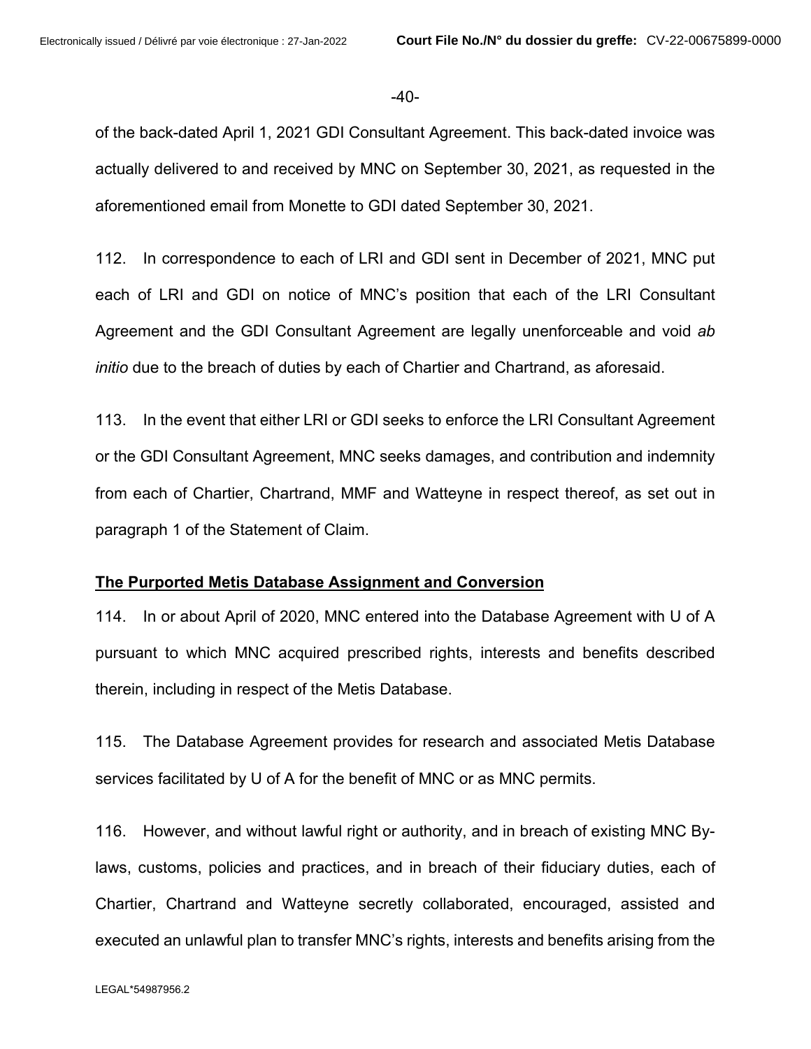of the back-dated April 1, 2021 GDI Consultant Agreement. This back-dated invoice was actually delivered to and received by MNC on September 30, 2021, as requested in the aforementioned email from Monette to GDI dated September 30, 2021.

112. In correspondence to each of LRI and GDI sent in December of 2021, MNC put each of LRI and GDI on notice of MNC's position that each of the LRI Consultant Agreement and the GDI Consultant Agreement are legally unenforceable and void *ab initio* due to the breach of duties by each of Chartier and Chartrand, as aforesaid.

113. In the event that either LRI or GDI seeks to enforce the LRI Consultant Agreement or the GDI Consultant Agreement, MNC seeks damages, and contribution and indemnity from each of Chartier, Chartrand, MMF and Watteyne in respect thereof, as set out in paragraph 1 of the Statement of Claim.

**The Purported Metis Database Assignment and Conversion**

114. In or about April of 2020, MNC entered into the Database Agreement with U of A pursuant to which MNC acquired prescribed rights, interests and benefits described therein, including in respect of the Metis Database.

115. The Database Agreement provides for research and associated Metis Database services facilitated by U of A for the benefit of MNC or as MNC permits.

116. However, and without lawful right or authority, and in breach of existing MNC By-laws, customs, policies and practices, and in breach of their fiduciary duties, each of Chartier, Chartrand and Watteyne secretly collaborated, encouraged, assisted and executed an unlawful plan to transfer MNC's rights, interests and benefits arising from the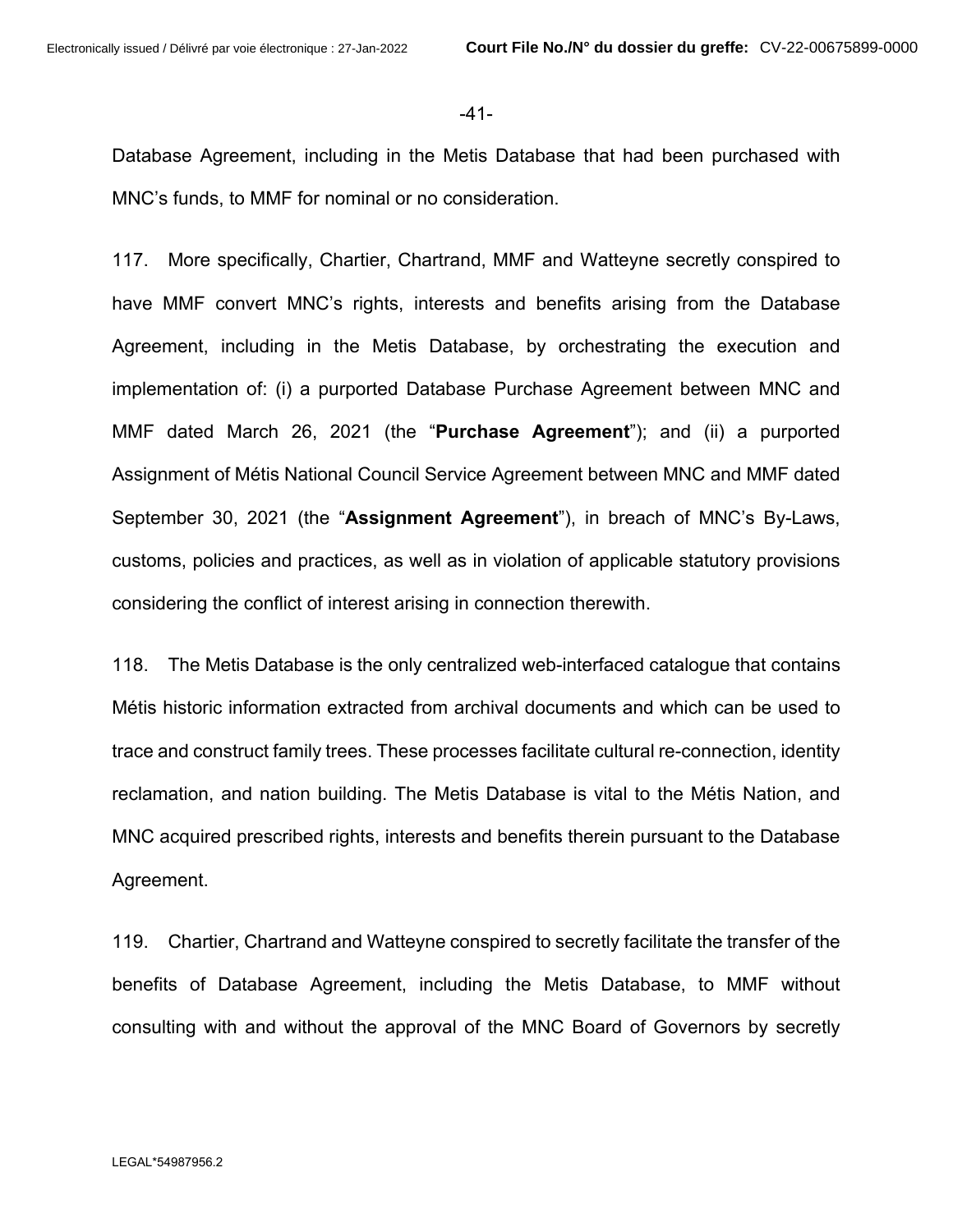Database Agreement, including in the Metis Database that had been purchased with MNC's funds, to MMF for nominal or no consideration.

117. More specifically, Chartier, Chartrand, MMF and Watteyne secretly conspired to have MMF convert MNC's rights, interests and benefits arising from the Database Agreement, including in the Metis Database, by orchestrating the execution and implementation of: (i) a purported Database Purchase Agreement between MNC and MMF dated March 26, 2021 (the "**Purchase Agreement**"); and (ii) a purported Assignment of Métis National Council Service Agreement between MNC and MMF dated September 30, 2021 (the "**Assignment Agreement**"), in breach of MNC's By-Laws, customs, policies and practices, as well as in violation of applicable statutory provisions considering the conflict of interest arising in connection therewith.

118. The Metis Database is the only centralized web-interfaced catalogue that contains Métis historic information extracted from archival documents and which can be used to trace and construct family trees. These processes facilitate cultural re-connection, identity reclamation, and nation building. The Metis Database is vital to the Métis Nation, and MNC acquired prescribed rights, interests and benefits therein pursuant to the Database Agreement.

119. Chartier, Chartrand and Watteyne conspired to secretly facilitate the transfer of the benefits of Database Agreement, including the Metis Database, to MMF without consulting with and without the approval of the MNC Board of Governors by secretly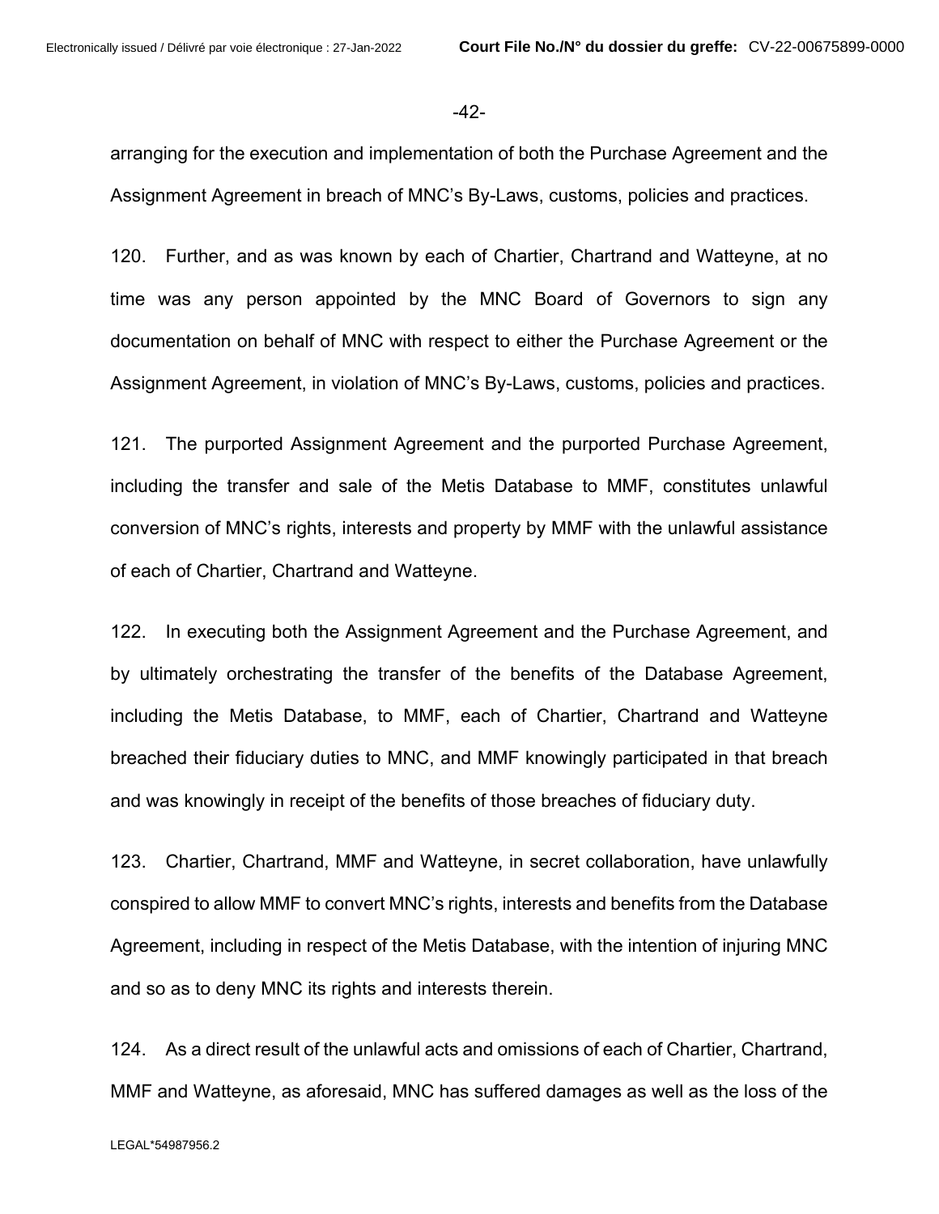arranging for the execution and implementation of both the Purchase Agreement and the Assignment Agreement in breach of MNC's By-Laws, customs, policies and practices.

120. Further, and as was known by each of Chartier, Chartrand and Watteyne, at no time was any person appointed by the MNC Board of Governors to sign any documentation on behalf of MNC with respect to either the Purchase Agreement or the Assignment Agreement, in violation of MNC's By-Laws, customs, policies and practices.

121. The purported Assignment Agreement and the purported Purchase Agreement, including the transfer and sale of the Metis Database to MMF, constitutes unlawful conversion of MNC's rights, interests and property by MMF with the unlawful assistance of each of Chartier, Chartrand and Watteyne.

122. In executing both the Assignment Agreement and the Purchase Agreement, and by ultimately orchestrating the transfer of the benefits of the Database Agreement, including the Metis Database, to MMF, each of Chartier, Chartrand and Watteyne breached their fiduciary duties to MNC, and MMF knowingly participated in that breach and was knowingly in receipt of the benefits of those breaches of fiduciary duty.

123. Chartier, Chartrand, MMF and Watteyne, in secret collaboration, have unlawfully conspired to allow MMF to convert MNC's rights, interests and benefits from the Database Agreement, including in respect of the Metis Database, with the intention of injuring MNC and so as to deny MNC its rights and interests therein.

124. As a direct result of the unlawful acts and omissions of each of Chartier, Chartrand, MMF and Watteyne, as aforesaid, MNC has suffered damages as well as the loss of the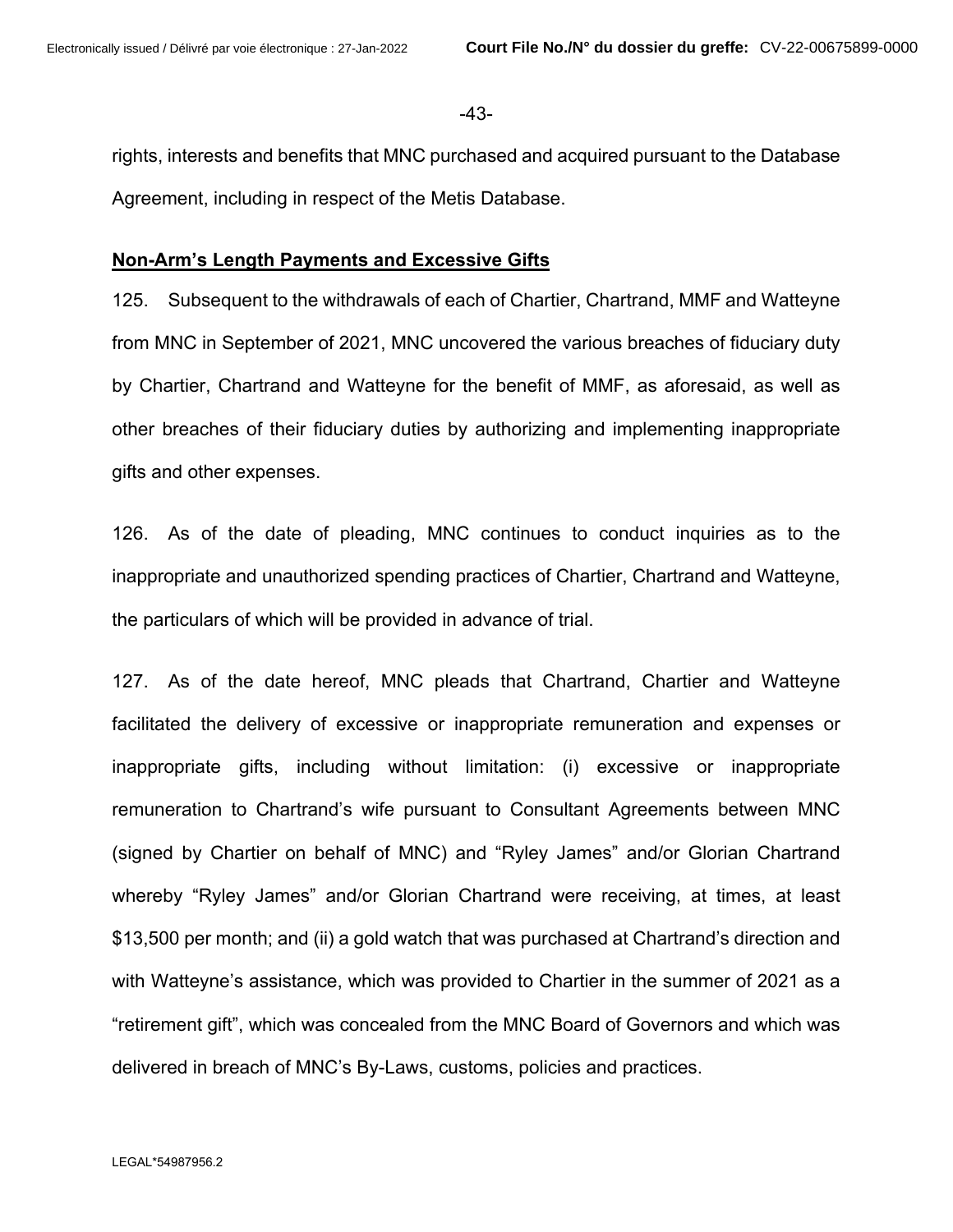rights, interests and benefits that MNC purchased and acquired pursuant to the Database Agreement, including in respect of the Metis Database.

**Non-Arm's Length Payments and Excessive Gifts**

125. Subsequent to the withdrawals of each of Chartier, Chartrand, MMF and Watteyne from MNC in September of 2021, MNC uncovered the various breaches of fiduciary duty by Chartier, Chartrand and Watteyne for the benefit of MMF, as aforesaid, as well as other breaches of their fiduciary duties by authorizing and implementing inappropriate gifts and other expenses.

126. As of the date of pleading, MNC continues to conduct inquiries as to the inappropriate and unauthorized spending practices of Chartier, Chartrand and Watteyne, the particulars of which will be provided in advance of trial.

127. As of the date hereof, MNC pleads that Chartrand, Chartier and Watteyne facilitated the delivery of excessive or inappropriate remuneration and expenses or inappropriate gifts, including without limitation: (i) excessive or inappropriate remuneration to Chartrand's wife pursuant to Consultant Agreements between MNC (signed by Chartier on behalf of MNC) and "Ryley James" and/or Glorian Chartrand whereby "Ryley James" and/or Glorian Chartrand were receiving, at times, at least $13,500 per month; and (ii) a gold watch that was purchased at Chartrand's direction and with Watteyne's assistance, which was provided to Chartier in the summer of 2021 as a "retirement gift", which was concealed from the MNC Board of Governors and which was delivered in breach of MNC's By-Laws, customs, policies and practices.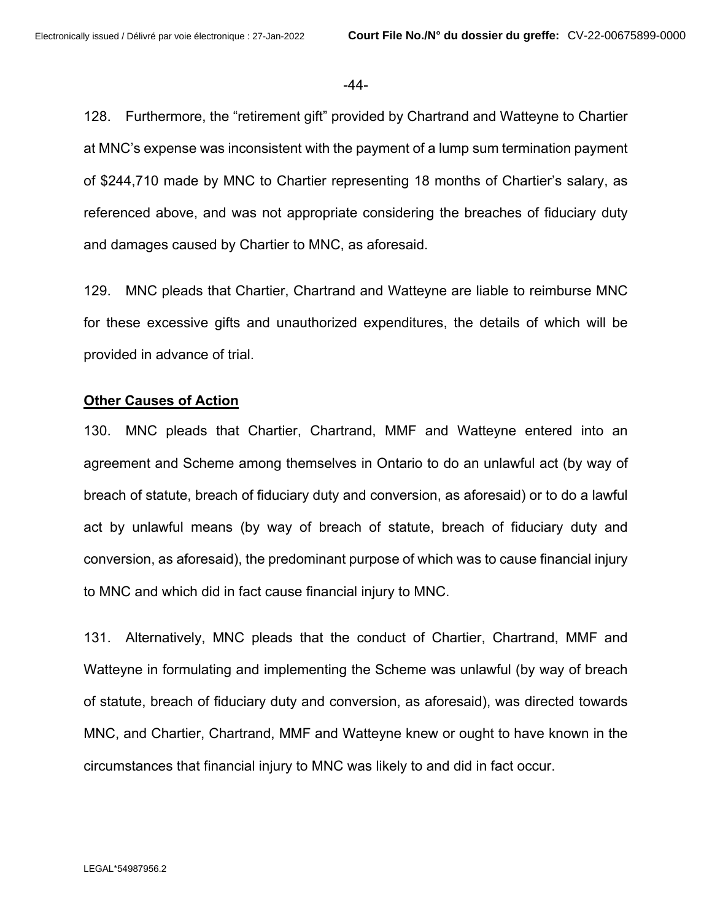128. Furthermore, the “retirement gift” provided by Chartrand and Watteyne to Chartier at MNC’s expense was inconsistent with the payment of a lump sum termination payment of $244,710 made by MNC to Chartier representing 18 months of Chartier’s salary, as referenced above, and was not appropriate considering the breaches of fiduciary duty and damages caused by Chartier to MNC, as aforesaid.

129. MNC pleads that Chartier, Chartrand and Watteyne are liable to reimburse MNC for these excessive gifts and unauthorized expenditures, the details of which will be provided in advance of trial.

**Other Causes of Action**

130. MNC pleads that Chartier, Chartrand, MMF and Watteyne entered into an agreement and Scheme among themselves in Ontario to do an unlawful act (by way of breach of statute, breach of fiduciary duty and conversion, as aforesaid) or to do a lawful act by unlawful means (by way of breach of statute, breach of fiduciary duty and conversion, as aforesaid), the predominant purpose of which was to cause financial injury to MNC and which did in fact cause financial injury to MNC.

131. Alternatively, MNC pleads that the conduct of Chartier, Chartrand, MMF and Watteyne in formulating and implementing the Scheme was unlawful (by way of breach of statute, breach of fiduciary duty and conversion, as aforesaid), was directed towards MNC, and Chartier, Chartrand, MMF and Watteyne knew or ought to have known in the circumstances that financial injury to MNC was likely to and did in fact occur.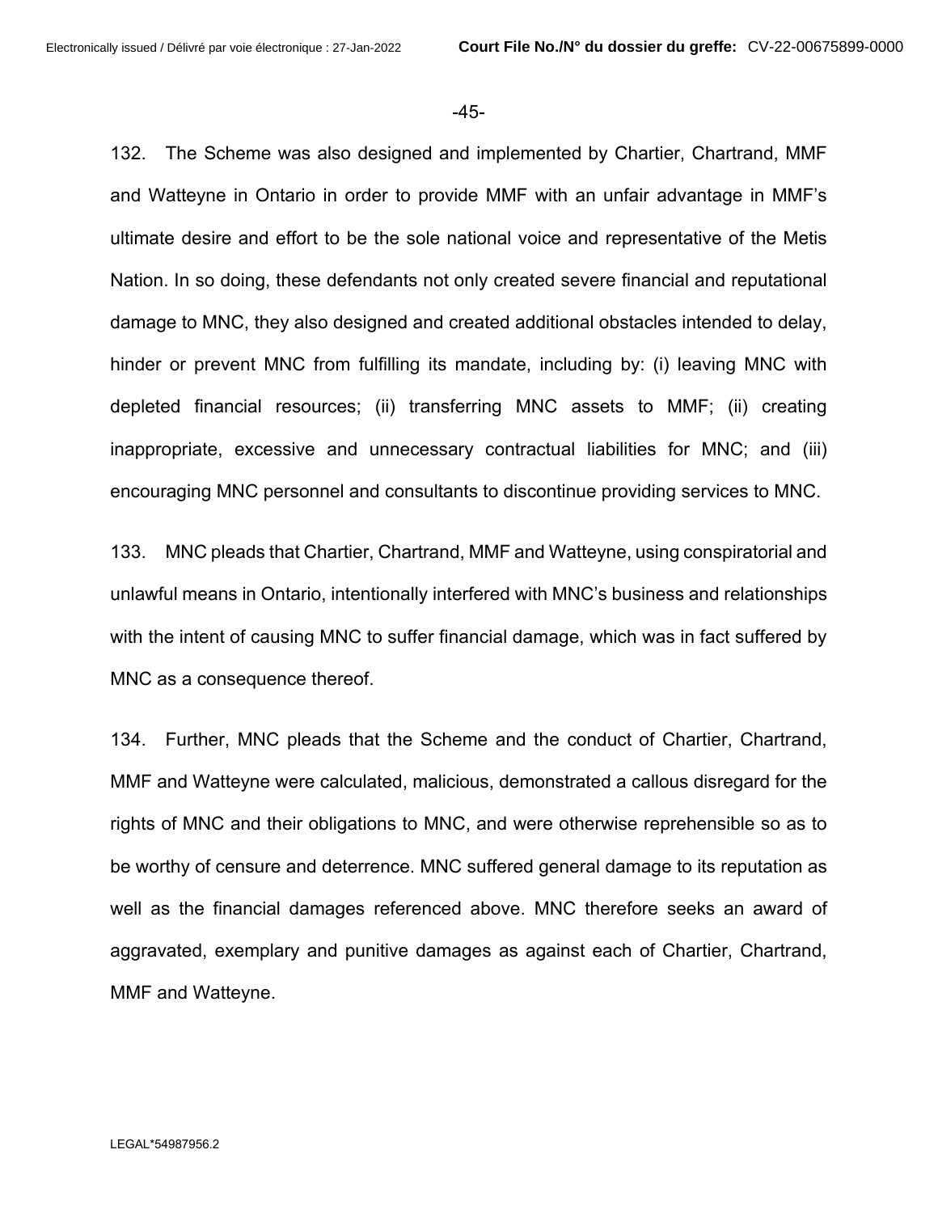132. The Scheme was also designed and implemented by Chartier, Chartrand, MMF and Watteyne in Ontario in order to provide MMF with an unfair advantage in MMF's ultimate desire and effort to be the sole national voice and representative of the Metis Nation. In so doing, these defendants not only created severe financial and reputational damage to MNC, they also designed and created additional obstacles intended to delay, hinder or prevent MNC from fulfilling its mandate, including by: (i) leaving MNC with depleted financial resources; (ii) transferring MNC assets to MMF; (ii) creating inappropriate, excessive and unnecessary contractual liabilities for MNC; and (iii) encouraging MNC personnel and consultants to discontinue providing services to MNC.

133. MNC pleads that Chartier, Chartrand, MMF and Watteyne, using conspiratorial and unlawful means in Ontario, intentionally interfered with MNC's business and relationships with the intent of causing MNC to suffer financial damage, which was in fact suffered by MNC as a consequence thereof.

134. Further, MNC pleads that the Scheme and the conduct of Chartier, Chartrand, MMF and Watteyne were calculated, malicious, demonstrated a callous disregard for the rights of MNC and their obligations to MNC, and were otherwise reprehensible so as to be worthy of censure and deterrence. MNC suffered general damage to its reputation as well as the financial damages referenced above. MNC therefore seeks an award of aggravated, exemplary and punitive damages as against each of Chartier, Chartrand, MMF and Watteyne.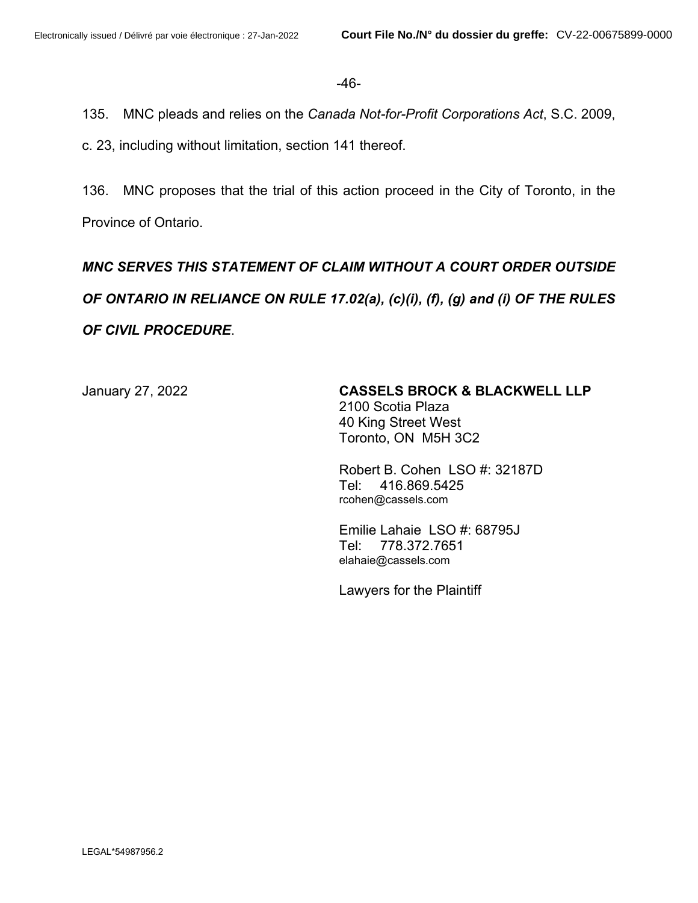135. MNC pleads and relies on the *Canada Not-for-Profit Corporations Act*, S.C. 2009, c. 23, including without limitation, section 141 thereof.

136. MNC proposes that the trial of this action proceed in the City of Toronto, in the Province of Ontario.

***MNC SERVES THIS STATEMENT OF CLAIM WITHOUT A COURT ORDER OUTSIDE OF ONTARIO IN RELIANCE ON RULE 17.02(a), (c)(i), (f), (g) and (i) OF THE RULES OF CIVIL PROCEDURE***.

January 27, 2022

**CASSELS BROCK & BLACKWELL LLP**
2100 Scotia Plaza
40 King Street West
Toronto, ON M5H 3C2

Robert B. Cohen LSO #: 32187D
Tel: 416.869.5425
rcohen@cassels.com

Emilie Lahaie LSO #: 68795J
Tel: 778.372.7651
elahaie@cassels.com

Lawyers for the Plaintiff

LEGAL*54987956.2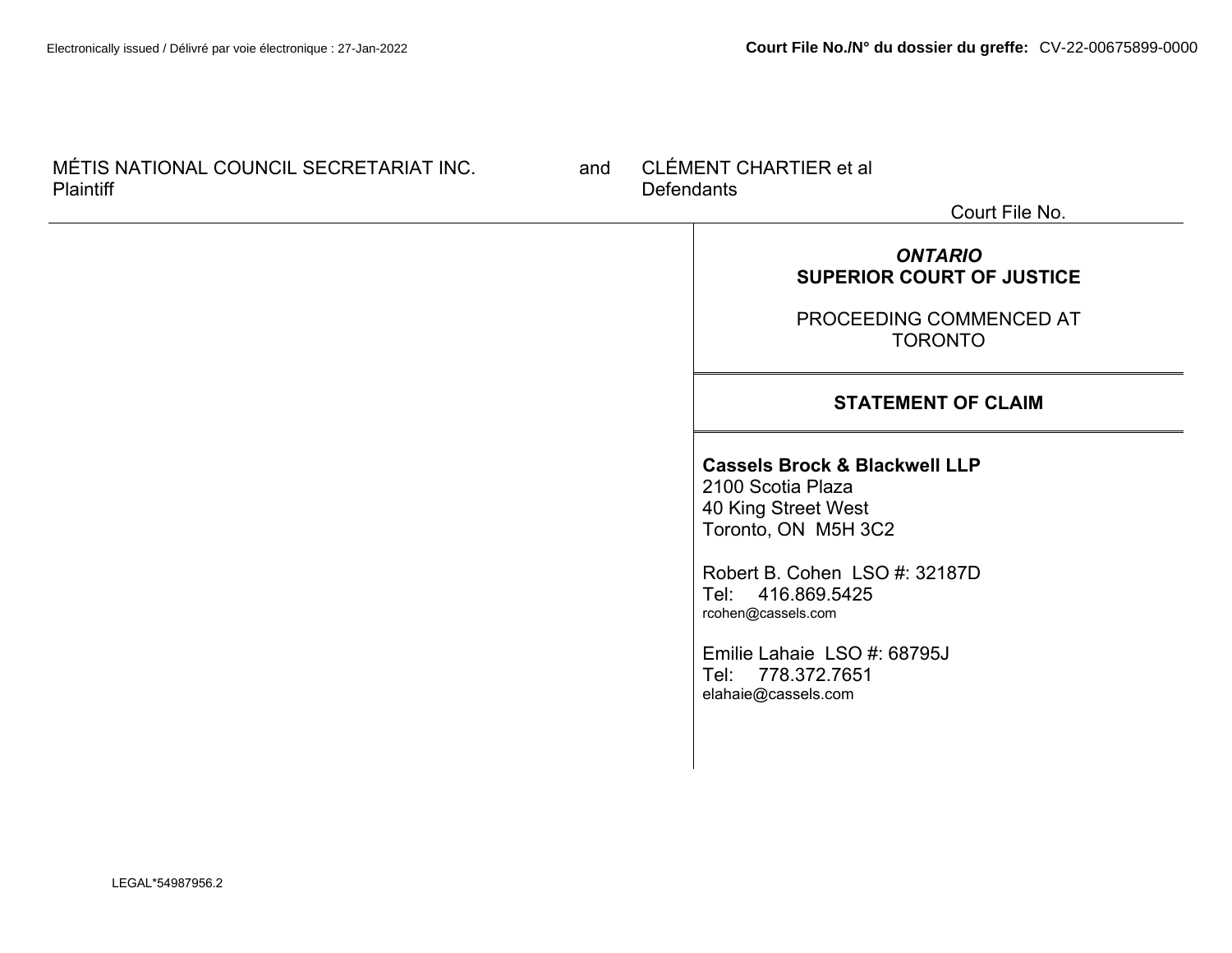MÉTIS NATIONAL COUNCIL SECRETARIAT INC. Plaintiff

and

CLÉMENT CHARTIER et al Defendants

Court File No.

***ONTARIO***
**SUPERIOR COURT OF JUSTICE**

PROCEEDING COMMENCED AT TORONTO

**STATEMENT OF CLAIM**

**Cassels Brock & Blackwell LLP**
2100 Scotia Plaza
40 King Street West
Toronto, ON M5H 3C2

Robert B. Cohen LSO #: 32187D
Tel: 416.869.5425
rcohen@cassels.com

Emilie Lahaie LSO #: 68795J
Tel: 778.372.7651
elahaie@cassels.com

LEGAL*54987956.2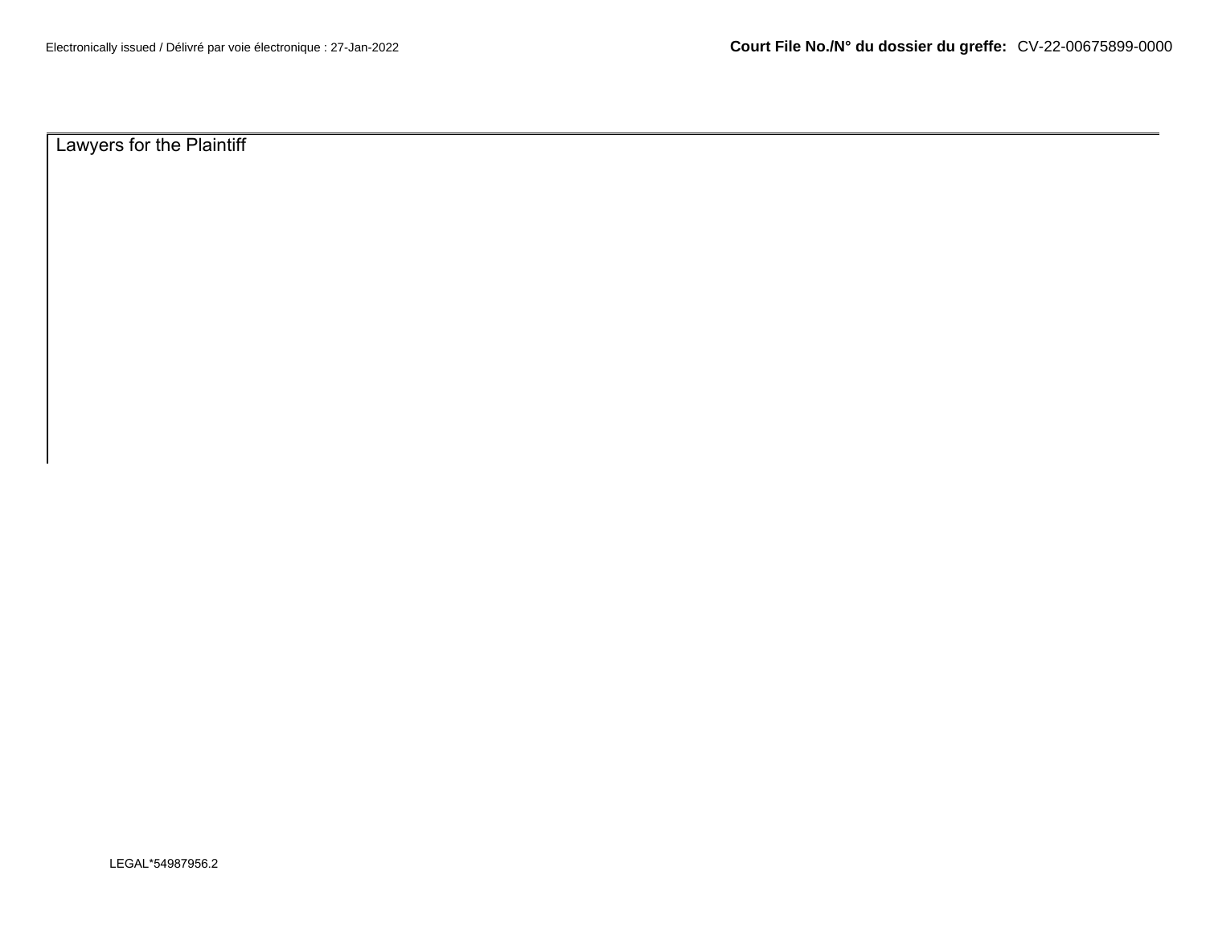Lawyers for the Plaintiff

LEGAL*54987956.2